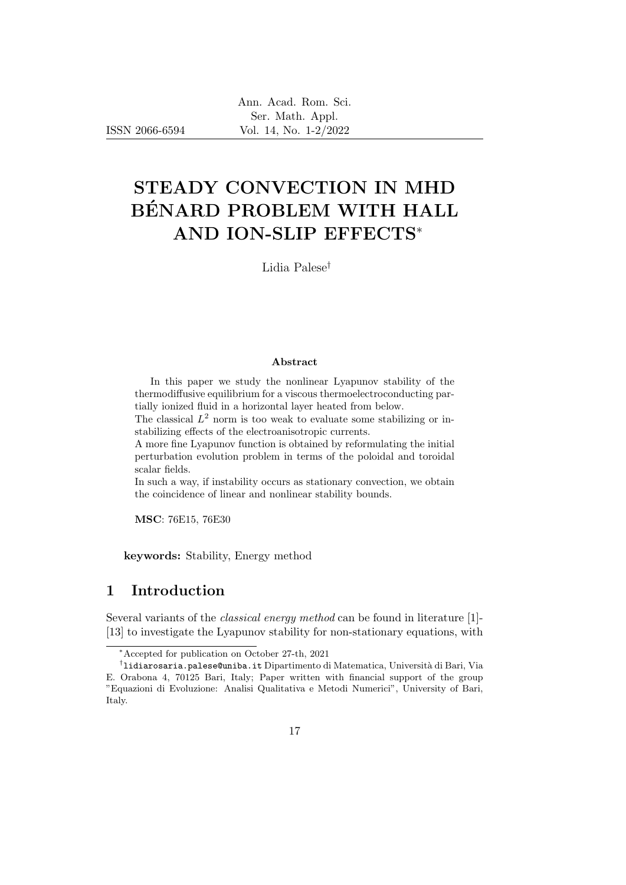# STEADY CONVECTION IN MHD BÉNARD PROBLEM WITH HALL AND ION-SLIP EFFECTS*

Lidia Palese†

**Abstract**

In this paper we study the nonlinear Lyapunov stability of the thermodiffusive equilibrium for a viscous thermoelectroconducting partially ionized fluid in a horizontal layer heated from below.

The classical $L^2$ norm is too weak to evaluate some stabilizing or instabilizing effects of the electroanisotropic currents.

A more fine Lyapunov function is obtained by reformulating the initial perturbation evolution problem in terms of the poloidal and toroidal scalar fields.

In such a way, if instability occurs as stationary convection, we obtain the coincidence of linear and nonlinear stability bounds.

**MSC**: 76E15, 76E30

**keywords:** Stability, Energy method

## 1 Introduction

Several variants of the *classical energy method* can be found in literature [1]-[13] to investigate the Lyapunov stability for non-stationary equations, with

---

*Accepted for publication on October 27-th, 2021

†`lidiarosaria.palese@uniba.it` Dipartimento di Matematica, Università di Bari, Via E. Orabona 4, 70125 Bari, Italy; Paper written with financial support of the group "Equazioni di Evoluzione: Analisi Qualitativa e Metodi Numerici", University of Bari, Italy.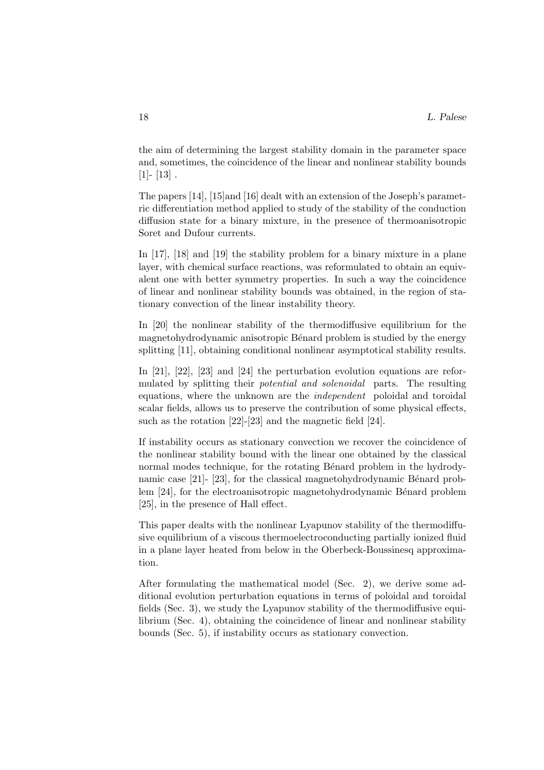the aim of determining the largest stability domain in the parameter space and, sometimes, the coincidence of the linear and nonlinear stability bounds [1]- [13] .

The papers [14], [15]and [16] dealt with an extension of the Joseph's parametric differentiation method applied to study of the stability of the conduction diffusion state for a binary mixture, in the presence of thermoanisotropic Soret and Dufour currents.

In [17], [18] and [19] the stability problem for a binary mixture in a plane layer, with chemical surface reactions, was reformulated to obtain an equivalent one with better symmetry properties. In such a way the coincidence of linear and nonlinear stability bounds was obtained, in the region of stationary convection of the linear instability theory.

In [20] the nonlinear stability of the thermodiffusive equilibrium for the magnetohydrodynamic anisotropic Bénard problem is studied by the energy splitting [11], obtaining conditional nonlinear asymptotical stability results.

In [21], [22], [23] and [24] the perturbation evolution equations are reformulated by splitting their *potential and solenoidal* parts. The resulting equations, where the unknown are the *independent* poloidal and toroidal scalar fields, allows us to preserve the contribution of some physical effects, such as the rotation [22]-[23] and the magnetic field [24].

If instability occurs as stationary convection we recover the coincidence of the nonlinear stability bound with the linear one obtained by the classical normal modes technique, for the rotating Bénard problem in the hydrodynamic case [21]- [23], for the classical magnetohydrodynamic Bénard problem [24], for the electroanisotropic magnetohydrodynamic Bénard problem [25], in the presence of Hall effect.

This paper dealts with the nonlinear Lyapunov stability of the thermodiffusive equilibrium of a viscous thermoelectroconducting partially ionized fluid in a plane layer heated from below in the Oberbeck-Boussinesq approximation.

After formulating the mathematical model (Sec. 2), we derive some additional evolution perturbation equations in terms of poloidal and toroidal fields (Sec. 3), we study the Lyapunov stability of the thermodiffusive equilibrium (Sec. 4), obtaining the coincidence of linear and nonlinear stability bounds (Sec. 5), if instability occurs as stationary convection.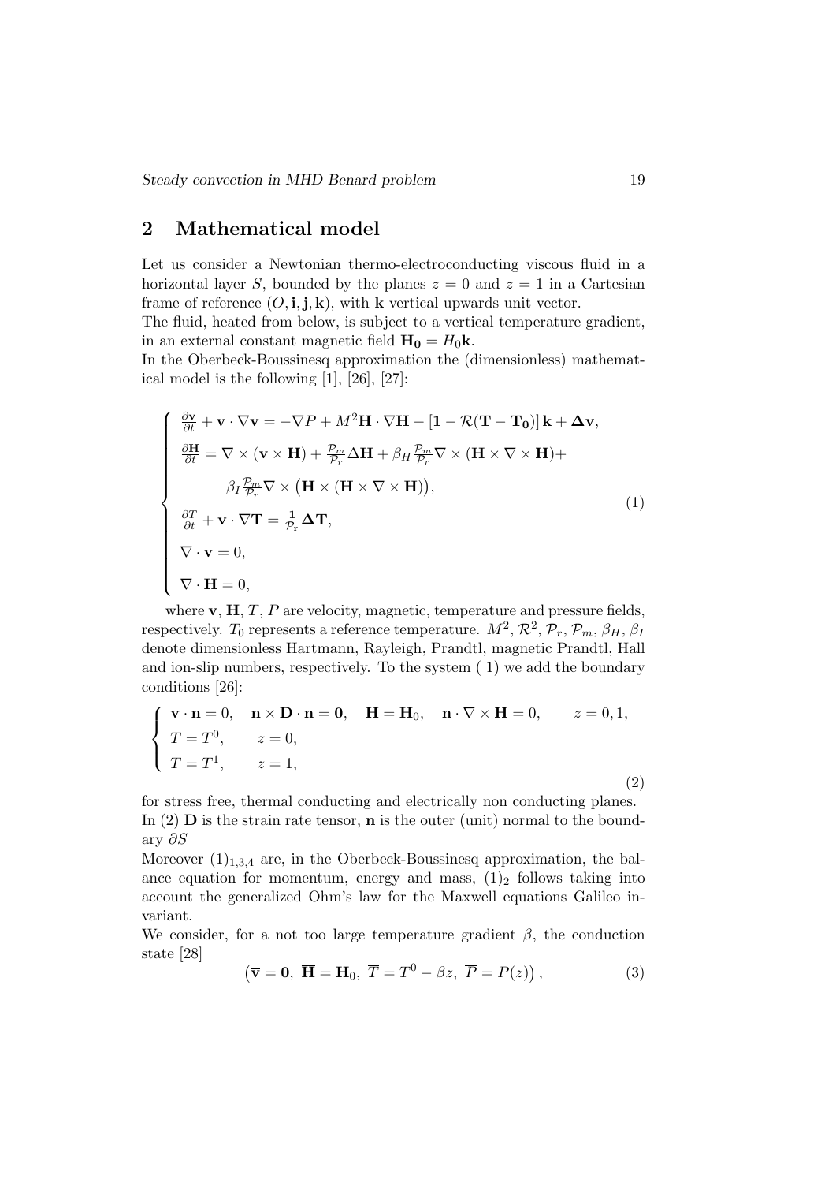## 2 Mathematical model

Let us consider a Newtonian thermo-electroconducting viscous fluid in a horizontal layer $S$, bounded by the planes $z = 0$ and $z = 1$ in a Cartesian frame of reference $(O, \mathbf{i}, \mathbf{j}, \mathbf{k})$, with $\mathbf{k}$ vertical upwards unit vector.

The fluid, heated from below, is subject to a vertical temperature gradient, in an external constant magnetic field $\mathbf{H_0} = H_0\mathbf{k}$.

In the Oberbeck-Boussinesq approximation the (dimensionless) mathematical model is the following [1], [26], [27]:

$$
\begin{cases}
\frac{\partial \mathbf{v}}{\partial t} + \mathbf{v} \cdot \nabla \mathbf{v} = -\nabla P + M^2 \mathbf{H} \cdot \nabla \mathbf{H} - [\mathbf{1} - \mathcal{R}(\mathbf{T} - \mathbf{T_0})]\,\mathbf{k} + \mathbf{\Delta v}, \\
\frac{\partial \mathbf{H}}{\partial t} = \nabla \times (\mathbf{v} \times \mathbf{H}) + \frac{\mathcal{P}_m}{\mathcal{P}_r} \Delta \mathbf{H} + \beta_H \frac{\mathcal{P}_m}{\mathcal{P}_r} \nabla \times (\mathbf{H} \times \nabla \times \mathbf{H}) + \\
\qquad \beta_I \frac{\mathcal{P}_m}{\mathcal{P}_r} \nabla \times \big(\mathbf{H} \times (\mathbf{H} \times \nabla \times \mathbf{H})\big), \\
\frac{\partial T}{\partial t} + \mathbf{v} \cdot \nabla \mathbf{T} = \frac{\mathbf{1}}{\mathcal{P}_\mathbf{r}} \mathbf{\Delta T}, \\
\nabla \cdot \mathbf{v} = 0, \\
\nabla \cdot \mathbf{H} = 0,
\end{cases}
\tag{1}
$$

where $\mathbf{v}$, $\mathbf{H}$, $T$, $P$ are velocity, magnetic, temperature and pressure fields, respectively. $T_0$ represents a reference temperature. $M^2$, $\mathcal{R}^2$, $\mathcal{P}_r$, $\mathcal{P}_m$, $\beta_H$, $\beta_I$ denote dimensionless Hartmann, Rayleigh, Prandtl, magnetic Prandtl, Hall and ion-slip numbers, respectively. To the system ( 1) we add the boundary conditions [26]:

$$
\begin{cases}
\mathbf{v} \cdot \mathbf{n} = 0, \quad \mathbf{n} \times \mathbf{D} \cdot \mathbf{n} = \mathbf{0}, \quad \mathbf{H} = \mathbf{H}_0, \quad \mathbf{n} \cdot \nabla \times \mathbf{H} = 0, \qquad z = 0, 1, \\
T = T^0, \qquad z = 0, \\
T = T^1, \qquad z = 1,
\end{cases}
\tag{2}
$$

for stress free, thermal conducting and electrically non conducting planes. In (2) $\mathbf{D}$ is the strain rate tensor, $\mathbf{n}$ is the outer (unit) normal to the boundary $\partial S$

Moreover $(1)_{1,3,4}$ are, in the Oberbeck-Boussinesq approximation, the balance equation for momentum, energy and mass, $(1)_2$ follows taking into account the generalized Ohm's law for the Maxwell equations Galileo invariant.

We consider, for a not too large temperature gradient $\beta$, the conduction state [28]

$$
\left(\overline{\mathbf{v}} = \mathbf{0},\ \overline{\mathbf{H}} = \mathbf{H}_0,\ \overline{T} = T^0 - \beta z,\ \overline{P} = P(z)\right),
\tag{3}
$$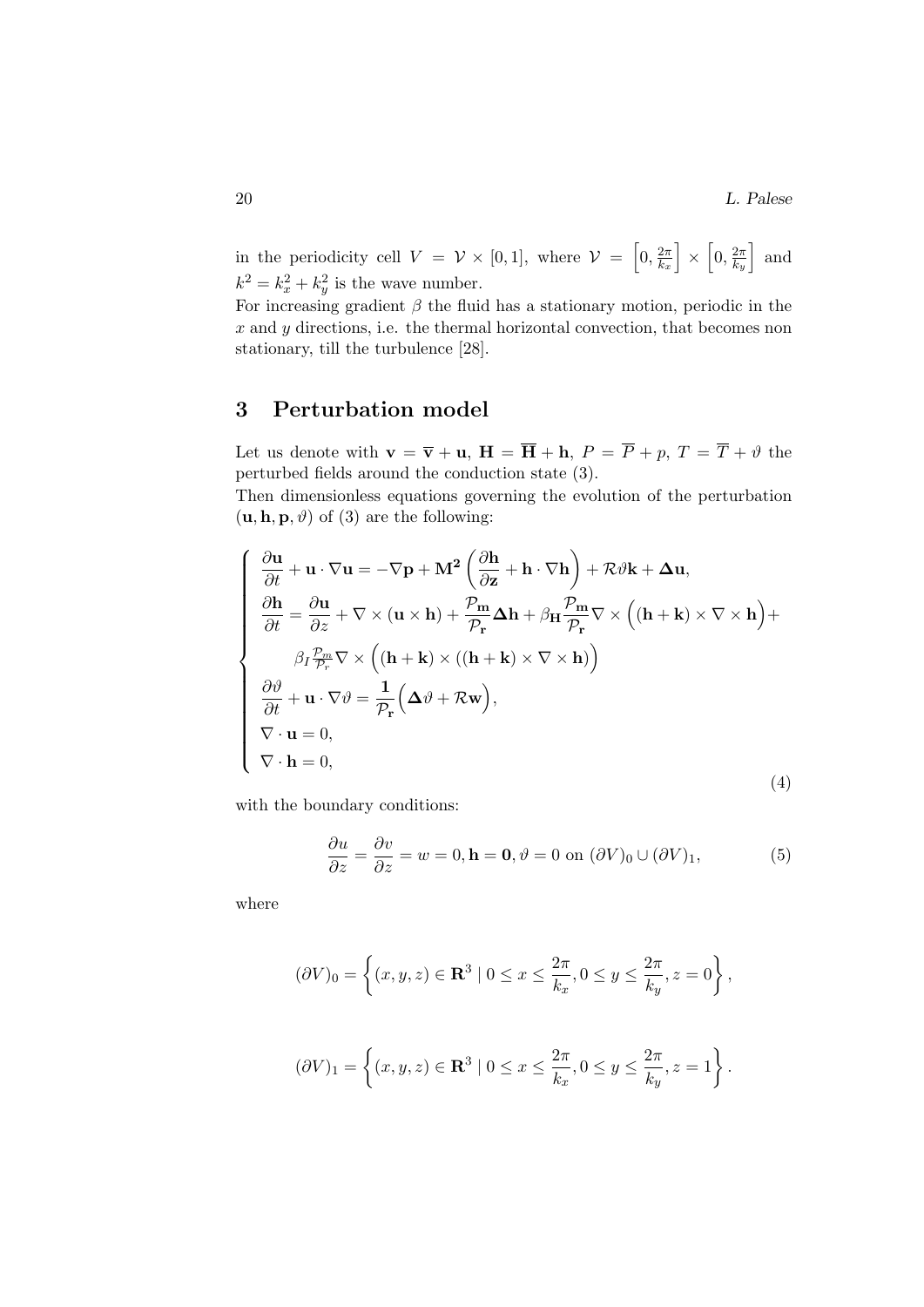in the periodicity cell $V = \mathcal{V} \times [0,1]$, where $\mathcal{V} = \left[0, \frac{2\pi}{k_x}\right] \times \left[0, \frac{2\pi}{k_y}\right]$ and $k^2 = k_x^2 + k_y^2$ is the wave number.
For increasing gradient $\beta$ the fluid has a stationary motion, periodic in the $x$ and $y$ directions, i.e. the thermal horizontal convection, that becomes non stationary, till the turbulence [28].

## 3 Perturbation model

Let us denote with $\mathbf{v} = \overline{\mathbf{v}} + \mathbf{u}$, $\mathbf{H} = \overline{\mathbf{H}} + \mathbf{h}$, $P = \overline{P} + p$, $T = \overline{T} + \vartheta$ the perturbed fields around the conduction state (3).
Then dimensionless equations governing the evolution of the perturbation $(\mathbf{u}, \mathbf{h}, \mathbf{p}, \vartheta)$ of (3) are the following:

$$
\begin{cases}
\dfrac{\partial \mathbf{u}}{\partial t} + \mathbf{u} \cdot \nabla \mathbf{u} = -\nabla \mathbf{p} + \mathbf{M^2} \left( \dfrac{\partial \mathbf{h}}{\partial \mathbf{z}} + \mathbf{h} \cdot \nabla \mathbf{h} \right) + \mathcal{R} \vartheta \mathbf{k} + \mathbf{\Delta u}, \\
\dfrac{\partial \mathbf{h}}{\partial t} = \dfrac{\partial \mathbf{u}}{\partial z} + \nabla \times (\mathbf{u} \times \mathbf{h}) + \dfrac{\mathcal{P}_\mathbf{m}}{\mathcal{P}_\mathbf{r}} \mathbf{\Delta h} + \beta_\mathbf{H} \dfrac{\mathcal{P}_\mathbf{m}}{\mathcal{P}_\mathbf{r}} \nabla \times \Big( (\mathbf{h} + \mathbf{k}) \times \nabla \times \mathbf{h} \Big) + \\
\qquad \beta_I \frac{\mathcal{P}_m}{\mathcal{P}_r} \nabla \times \Big( (\mathbf{h} + \mathbf{k}) \times ((\mathbf{h} + \mathbf{k}) \times \nabla \times \mathbf{h}) \Big) \\
\dfrac{\partial \vartheta}{\partial t} + \mathbf{u} \cdot \nabla \vartheta = \dfrac{\mathbf{1}}{\mathcal{P}_\mathbf{r}} \Big( \mathbf{\Delta} \vartheta + \mathcal{R} \mathbf{w} \Big), \\
\nabla \cdot \mathbf{u} = 0, \\
\nabla \cdot \mathbf{h} = 0,
\end{cases}
\tag{4}
$$

with the boundary conditions:

$$
\frac{\partial u}{\partial z} = \frac{\partial v}{\partial z} = w = 0, \mathbf{h} = \mathbf{0}, \vartheta = 0 \text{ on } (\partial V)_0 \cup (\partial V)_1, \tag{5}
$$

where

$$
(\partial V)_0 = \left\{ (x, y, z) \in \mathbf{R}^3 \mid 0 \le x \le \frac{2\pi}{k_x}, 0 \le y \le \frac{2\pi}{k_y}, z = 0 \right\},
$$

$$
(\partial V)_1 = \left\{ (x, y, z) \in \mathbf{R}^3 \mid 0 \le x \le \frac{2\pi}{k_x}, 0 \le y \le \frac{2\pi}{k_y}, z = 1 \right\}.
$$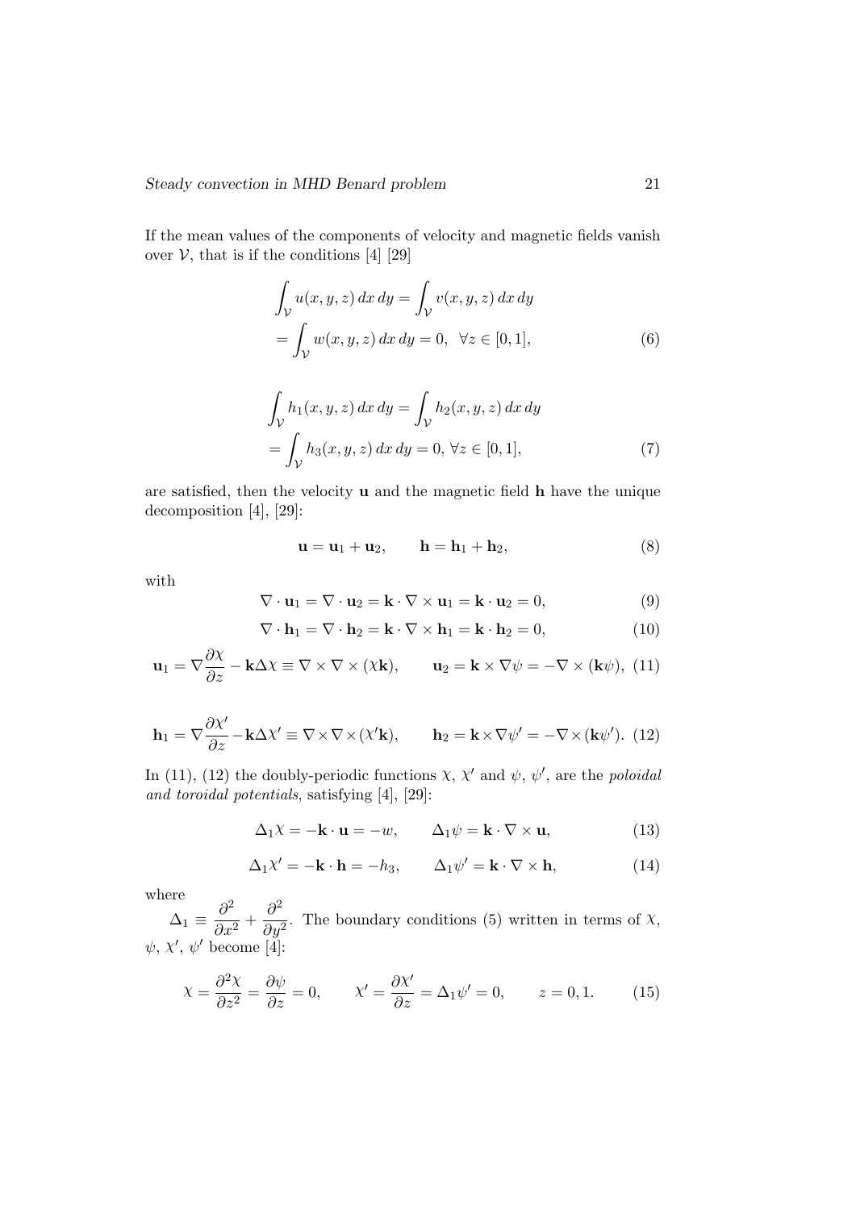If the mean values of the components of velocity and magnetic fields vanish over $\mathcal{V}$, that is if the conditions [4] [29]

$$
\begin{aligned}
&\int_{\mathcal{V}} u(x,y,z)\,dx\,dy = \int_{\mathcal{V}} v(x,y,z)\,dx\,dy \\
&= \int_{\mathcal{V}} w(x,y,z)\,dx\,dy = 0, \ \ \forall z \in [0,1],
\end{aligned} \tag{6}
$$

$$
\begin{aligned}
&\int_{\mathcal{V}} h_1(x,y,z)\,dx\,dy = \int_{\mathcal{V}} h_2(x,y,z)\,dx\,dy \\
&= \int_{\mathcal{V}} h_3(x,y,z)\,dx\,dy = 0, \ \forall z \in [0,1],
\end{aligned} \tag{7}
$$

are satisfied, then the velocity $\mathbf{u}$ and the magnetic field $\mathbf{h}$ have the unique decomposition [4], [29]:

$$
\mathbf{u} = \mathbf{u}_1 + \mathbf{u}_2, \qquad \mathbf{h} = \mathbf{h}_1 + \mathbf{h}_2, \tag{8}
$$

with

$$
\nabla \cdot \mathbf{u}_1 = \nabla \cdot \mathbf{u}_2 = \mathbf{k} \cdot \nabla \times \mathbf{u}_1 = \mathbf{k} \cdot \mathbf{u}_2 = 0, \tag{9}
$$

$$
\nabla \cdot \mathbf{h}_1 = \nabla \cdot \mathbf{h}_2 = \mathbf{k} \cdot \nabla \times \mathbf{h}_1 = \mathbf{k} \cdot \mathbf{h}_2 = 0, \tag{10}
$$

$$
\mathbf{u}_1 = \nabla \frac{\partial \chi}{\partial z} - \mathbf{k}\Delta\chi \equiv \nabla \times \nabla \times (\chi \mathbf{k}), \qquad \mathbf{u}_2 = \mathbf{k} \times \nabla \psi = -\nabla \times (\mathbf{k}\psi), \tag{11}
$$

$$
\mathbf{h}_1 = \nabla \frac{\partial \chi'}{\partial z} - \mathbf{k}\Delta\chi' \equiv \nabla \times \nabla \times (\chi' \mathbf{k}), \qquad \mathbf{h}_2 = \mathbf{k} \times \nabla \psi' = -\nabla \times (\mathbf{k}\psi'). \tag{12}
$$

In (11), (12) the doubly-periodic functions $\chi$, $\chi'$ and $\psi$, $\psi'$, are the *poloidal and toroidal potentials*, satisfying [4], [29]:

$$
\Delta_1 \chi = -\mathbf{k} \cdot \mathbf{u} = -w, \qquad \Delta_1 \psi = \mathbf{k} \cdot \nabla \times \mathbf{u}, \tag{13}
$$

$$
\Delta_1 \chi' = -\mathbf{k} \cdot \mathbf{h} = -h_3, \qquad \Delta_1 \psi' = \mathbf{k} \cdot \nabla \times \mathbf{h}, \tag{14}
$$

where

$\Delta_1 \equiv \dfrac{\partial^2}{\partial x^2} + \dfrac{\partial^2}{\partial y^2}$. The boundary conditions (5) written in terms of $\chi$, $\psi$, $\chi'$, $\psi'$ become [4]:

$$
\chi = \frac{\partial^2 \chi}{\partial z^2} = \frac{\partial \psi}{\partial z} = 0, \qquad \chi' = \frac{\partial \chi'}{\partial z} = \Delta_1 \psi' = 0, \qquad z = 0, 1. \tag{15}
$$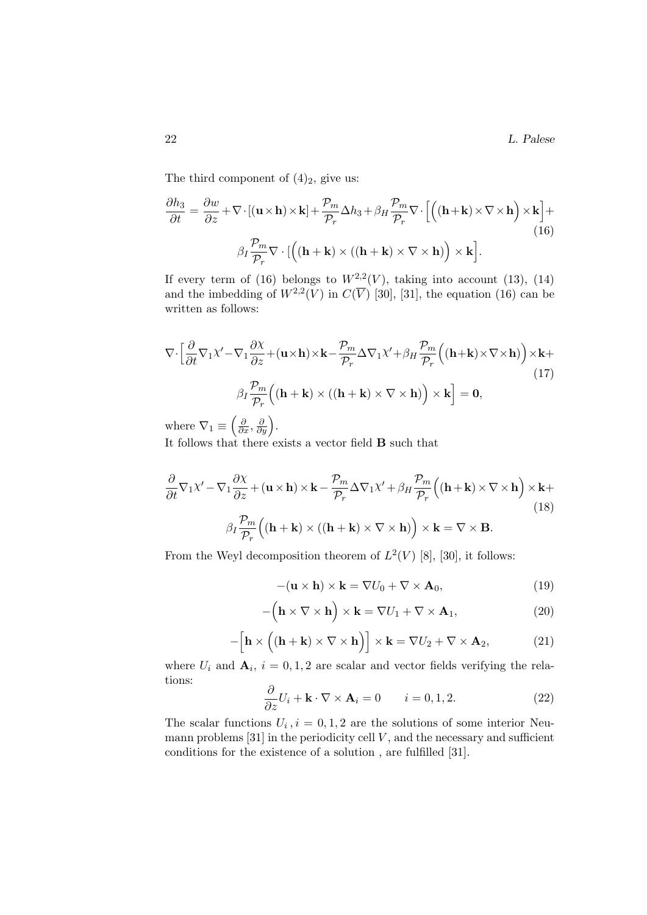The third component of $(4)_2$, give us:

$$\frac{\partial h_3}{\partial t} = \frac{\partial w}{\partial z} + \nabla \cdot [(\mathbf{u} \times \mathbf{h}) \times \mathbf{k}] + \frac{\mathcal{P}_m}{\mathcal{P}_r} \Delta h_3 + \beta_H \frac{\mathcal{P}_m}{\mathcal{P}_r} \nabla \cdot \Big[ \Big( (\mathbf{h} + \mathbf{k}) \times \nabla \times \mathbf{h} \Big) \times \mathbf{k} \Big] + \beta_I \frac{\mathcal{P}_m}{\mathcal{P}_r} \nabla \cdot \big[ \Big( (\mathbf{h} + \mathbf{k}) \times ((\mathbf{h} + \mathbf{k}) \times \nabla \times \mathbf{h}) \Big) \times \mathbf{k} \Big]. \tag{16}$$

If every term of (16) belongs to $W^{2,2}(V)$, taking into account (13), (14) and the imbedding of $W^{2,2}(V)$ in $C(\overline{V})$ [30], [31], the equation (16) can be written as follows:

$$\nabla \cdot \Big[ \frac{\partial}{\partial t} \nabla_1 \chi' - \nabla_1 \frac{\partial \chi}{\partial z} + (\mathbf{u} \times \mathbf{h}) \times \mathbf{k} - \frac{\mathcal{P}_m}{\mathcal{P}_r} \Delta \nabla_1 \chi' + \beta_H \frac{\mathcal{P}_m}{\mathcal{P}_r} \Big( (\mathbf{h} + \mathbf{k}) \times \nabla \times \mathbf{h} \Big) \times \mathbf{k} + \beta_I \frac{\mathcal{P}_m}{\mathcal{P}_r} \Big( (\mathbf{h} + \mathbf{k}) \times ((\mathbf{h} + \mathbf{k}) \times \nabla \times \mathbf{h}) \Big) \times \mathbf{k} \Big] = \mathbf{0}, \tag{17}$$

where $\nabla_1 \equiv \left( \frac{\partial}{\partial x}, \frac{\partial}{\partial y} \right)$.

It follows that there exists a vector field $\mathbf{B}$ such that

$$\frac{\partial}{\partial t} \nabla_1 \chi' - \nabla_1 \frac{\partial \chi}{\partial z} + (\mathbf{u} \times \mathbf{h}) \times \mathbf{k} - \frac{\mathcal{P}_m}{\mathcal{P}_r} \Delta \nabla_1 \chi' + \beta_H \frac{\mathcal{P}_m}{\mathcal{P}_r} \Big( (\mathbf{h} + \mathbf{k}) \times \nabla \times \mathbf{h} \Big) \times \mathbf{k} + \beta_I \frac{\mathcal{P}_m}{\mathcal{P}_r} \Big( (\mathbf{h} + \mathbf{k}) \times ((\mathbf{h} + \mathbf{k}) \times \nabla \times \mathbf{h}) \Big) \times \mathbf{k} = \nabla \times \mathbf{B}. \tag{18}$$

From the Weyl decomposition theorem of $L^2(V)$ [8], [30], it follows:

$$-(\mathbf{u} \times \mathbf{h}) \times \mathbf{k} = \nabla U_0 + \nabla \times \mathbf{A}_0, \tag{19}$$

$$-\Big( \mathbf{h} \times \nabla \times \mathbf{h} \Big) \times \mathbf{k} = \nabla U_1 + \nabla \times \mathbf{A}_1, \tag{20}$$

$$-\Big[ \mathbf{h} \times \Big( (\mathbf{h} + \mathbf{k}) \times \nabla \times \mathbf{h} \Big) \Big] \times \mathbf{k} = \nabla U_2 + \nabla \times \mathbf{A}_2, \tag{21}$$

where $U_i$ and $\mathbf{A}_i$, $i = 0, 1, 2$ are scalar and vector fields verifying the relations:

$$\frac{\partial}{\partial z} U_i + \mathbf{k} \cdot \nabla \times \mathbf{A}_i = 0 \qquad i = 0, 1, 2. \tag{22}$$

The scalar functions $U_i$, $i = 0, 1, 2$ are the solutions of some interior Neumann problems [31] in the periodicity cell $V$, and the necessary and sufficient conditions for the existence of a solution , are fulfilled [31].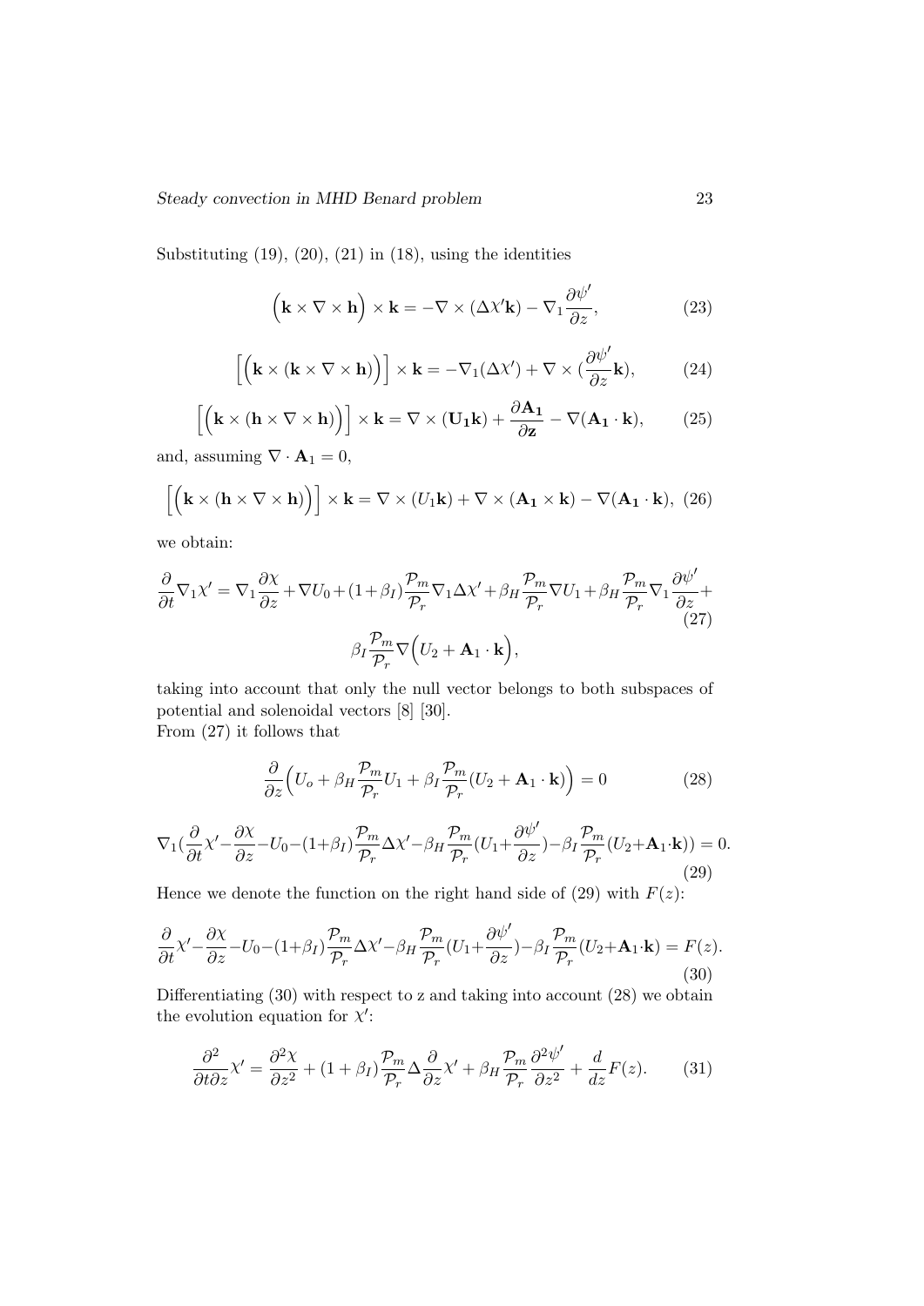Substituting (19), (20), (21) in (18), using the identities

$$\Big(\mathbf{k} \times \nabla \times \mathbf{h}\Big) \times \mathbf{k} = -\nabla \times (\Delta \chi' \mathbf{k}) - \nabla_1 \frac{\partial \psi'}{\partial z}, \tag{23}$$

$$\Big[\Big(\mathbf{k} \times (\mathbf{k} \times \nabla \times \mathbf{h})\Big)\Big] \times \mathbf{k} = -\nabla_1 (\Delta \chi') + \nabla \times (\frac{\partial \psi'}{\partial z} \mathbf{k}), \tag{24}$$

$$\Big[\Big(\mathbf{k} \times (\mathbf{h} \times \nabla \times \mathbf{h})\Big)\Big] \times \mathbf{k} = \nabla \times (\mathbf{U_1 k}) + \frac{\partial \mathbf{A_1}}{\partial \mathbf{z}} - \nabla (\mathbf{A_1} \cdot \mathbf{k}), \tag{25}$$

and, assuming $\nabla \cdot \mathbf{A}_1 = 0$,

$$\Big[\Big(\mathbf{k} \times (\mathbf{h} \times \nabla \times \mathbf{h})\Big)\Big] \times \mathbf{k} = \nabla \times (U_1 \mathbf{k}) + \nabla \times (\mathbf{A_1} \times \mathbf{k}) - \nabla (\mathbf{A_1} \cdot \mathbf{k}), \tag{26}$$

we obtain:

$$\frac{\partial}{\partial t} \nabla_1 \chi' = \nabla_1 \frac{\partial \chi}{\partial z} + \nabla U_0 + (1+\beta_I) \frac{\mathcal{P}_m}{\mathcal{P}_r} \nabla_1 \Delta \chi' + \beta_H \frac{\mathcal{P}_m}{\mathcal{P}_r} \nabla U_1 + \beta_H \frac{\mathcal{P}_m}{\mathcal{P}_r} \nabla_1 \frac{\partial \psi'}{\partial z} + \beta_I \frac{\mathcal{P}_m}{\mathcal{P}_r} \nabla \Big(U_2 + \mathbf{A}_1 \cdot \mathbf{k}\Big), \tag{27}$$

taking into account that only the null vector belongs to both subspaces of potential and solenoidal vectors [8] [30].
From (27) it follows that

$$\frac{\partial}{\partial z} \Big(U_o + \beta_H \frac{\mathcal{P}_m}{\mathcal{P}_r} U_1 + \beta_I \frac{\mathcal{P}_m}{\mathcal{P}_r} (U_2 + \mathbf{A}_1 \cdot \mathbf{k})\Big) = 0 \tag{28}$$

$$\nabla_1 (\frac{\partial}{\partial t} \chi' - \frac{\partial \chi}{\partial z} - U_0 - (1+\beta_I) \frac{\mathcal{P}_m}{\mathcal{P}_r} \Delta \chi' - \beta_H \frac{\mathcal{P}_m}{\mathcal{P}_r} (U_1 + \frac{\partial \psi'}{\partial z}) - \beta_I \frac{\mathcal{P}_m}{\mathcal{P}_r} (U_2 + \mathbf{A}_1 \cdot \mathbf{k})) = 0. \tag{29}$$

Hence we denote the function on the right hand side of (29) with $F(z)$:

$$\frac{\partial}{\partial t} \chi' - \frac{\partial \chi}{\partial z} - U_0 - (1+\beta_I) \frac{\mathcal{P}_m}{\mathcal{P}_r} \Delta \chi' - \beta_H \frac{\mathcal{P}_m}{\mathcal{P}_r} (U_1 + \frac{\partial \psi'}{\partial z}) - \beta_I \frac{\mathcal{P}_m}{\mathcal{P}_r} (U_2 + \mathbf{A}_1 \cdot \mathbf{k}) = F(z). \tag{30}$$

Differentiating (30) with respect to z and taking into account (28) we obtain the evolution equation for $\chi'$:

$$\frac{\partial^2}{\partial t \partial z} \chi' = \frac{\partial^2 \chi}{\partial z^2} + (1+\beta_I) \frac{\mathcal{P}_m}{\mathcal{P}_r} \Delta \frac{\partial}{\partial z} \chi' + \beta_H \frac{\mathcal{P}_m}{\mathcal{P}_r} \frac{\partial^2 \psi'}{\partial z^2} + \frac{d}{dz} F(z). \tag{31}$$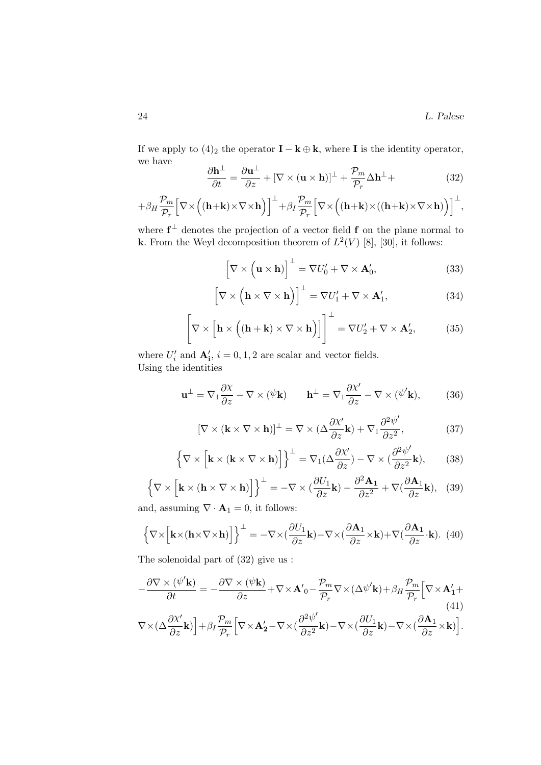If we apply to $(4)_2$ the operator $\mathbf{I} - \mathbf{k} \oplus \mathbf{k}$, where $\mathbf{I}$ is the identity operator, we have

$$\frac{\partial \mathbf{h}^{\perp}}{\partial t} = \frac{\partial \mathbf{u}^{\perp}}{\partial z} + [\nabla \times (\mathbf{u} \times \mathbf{h})]^{\perp} + \frac{\mathcal{P}_m}{\mathcal{P}_r} \Delta \mathbf{h}^{\perp} + \tag{32}$$

$$+\beta_H \frac{\mathcal{P}_m}{\mathcal{P}_r} \Big[\nabla \times \Big((\mathbf{h}+\mathbf{k}) \times \nabla \times \mathbf{h}\Big)\Big]^{\perp} + \beta_I \frac{\mathcal{P}_m}{\mathcal{P}_r} \Big[\nabla \times \Big((\mathbf{h}+\mathbf{k}) \times ((\mathbf{h}+\mathbf{k}) \times \nabla \times \mathbf{h}\Big)\Big]^{\perp},$$

where $\mathbf{f}^{\perp}$ denotes the projection of a vector field $\mathbf{f}$ on the plane normal to $\mathbf{k}$. From the Weyl decomposition theorem of $L^2(V)$ [8], [30], it follows:

$$\Big[\nabla \times \Big(\mathbf{u} \times \mathbf{h}\Big)\Big]^{\perp} = \nabla U_0' + \nabla \times \mathbf{A}_0', \tag{33}$$

$$\Big[\nabla \times \Big(\mathbf{h} \times \nabla \times \mathbf{h}\Big)\Big]^{\perp} = \nabla U_1' + \nabla \times \mathbf{A}_1', \tag{34}$$

$$\left[\nabla \times \Big[\mathbf{h} \times \Big((\mathbf{h}+\mathbf{k}) \times \nabla \times \mathbf{h}\Big)\Big]\right]^{\perp} = \nabla U_2' + \nabla \times \mathbf{A}_2', \tag{35}$$

where $U_i'$ and $\mathbf{A_i'}$, $i = 0, 1, 2$ are scalar and vector fields.
Using the identities

$$\mathbf{u}^{\perp} = \nabla_1 \frac{\partial \chi}{\partial z} - \nabla \times (\psi \mathbf{k}) \qquad \mathbf{h}^{\perp} = \nabla_1 \frac{\partial \chi'}{\partial z} - \nabla \times (\psi' \mathbf{k}), \tag{36}$$

$$[\nabla \times (\mathbf{k} \times \nabla \times \mathbf{h})]^{\perp} = \nabla \times (\Delta \frac{\partial \chi'}{\partial z} \mathbf{k}) + \nabla_1 \frac{\partial^2 \psi'}{\partial z^2}, \tag{37}$$

$$\Big\{\nabla \times \Big[\mathbf{k} \times (\mathbf{k} \times \nabla \times \mathbf{h})\Big]\Big\}^{\perp} = \nabla_1 (\Delta \frac{\partial \chi'}{\partial z}) - \nabla \times (\frac{\partial^2 \psi'}{\partial z^2} \mathbf{k}), \tag{38}$$

$$\Big\{\nabla \times \Big[\mathbf{k} \times (\mathbf{h} \times \nabla \times \mathbf{h})\Big]\Big\}^{\perp} = -\nabla \times (\frac{\partial U_1}{\partial z} \mathbf{k}) - \frac{\partial^2 \mathbf{A_1}}{\partial z^2} + \nabla (\frac{\partial \mathbf{A_1}}{\partial z} \mathbf{k}), \tag{39}$$

and, assuming $\nabla \cdot \mathbf{A}_1 = 0$, it follows:

$$\Big\{\nabla \times \Big[\mathbf{k} \times (\mathbf{h} \times \nabla \times \mathbf{h})\Big]\Big\}^{\perp} = -\nabla \times (\frac{\partial U_1}{\partial z} \mathbf{k}) - \nabla \times (\frac{\partial \mathbf{A_1}}{\partial z} \times \mathbf{k}) + \nabla (\frac{\partial \mathbf{A_1}}{\partial z} \cdot \mathbf{k}). \tag{40}$$

The solenoidal part of (32) give us :

$$-\frac{\partial \nabla \times (\psi' \mathbf{k})}{\partial t} = -\frac{\partial \nabla \times (\psi \mathbf{k})}{\partial z} + \nabla \times \mathbf{A'}_0 - \frac{\mathcal{P}_m}{\mathcal{P}_r} \nabla \times (\Delta \psi' \mathbf{k}) + \beta_H \frac{\mathcal{P}_m}{\mathcal{P}_r} \Big[\nabla \times \mathbf{A_1'} + \tag{41}$$

$$\nabla \times (\Delta \frac{\partial \chi'}{\partial z} \mathbf{k})\Big] + \beta_I \frac{\mathcal{P}_m}{\mathcal{P}_r} \Big[\nabla \times \mathbf{A_2'} - \nabla \times (\frac{\partial^2 \psi'}{\partial z^2} \mathbf{k}) - \nabla \times (\frac{\partial U_1}{\partial z} \mathbf{k}) - \nabla \times (\frac{\partial \mathbf{A_1}}{\partial z} \times \mathbf{k})\Big].$$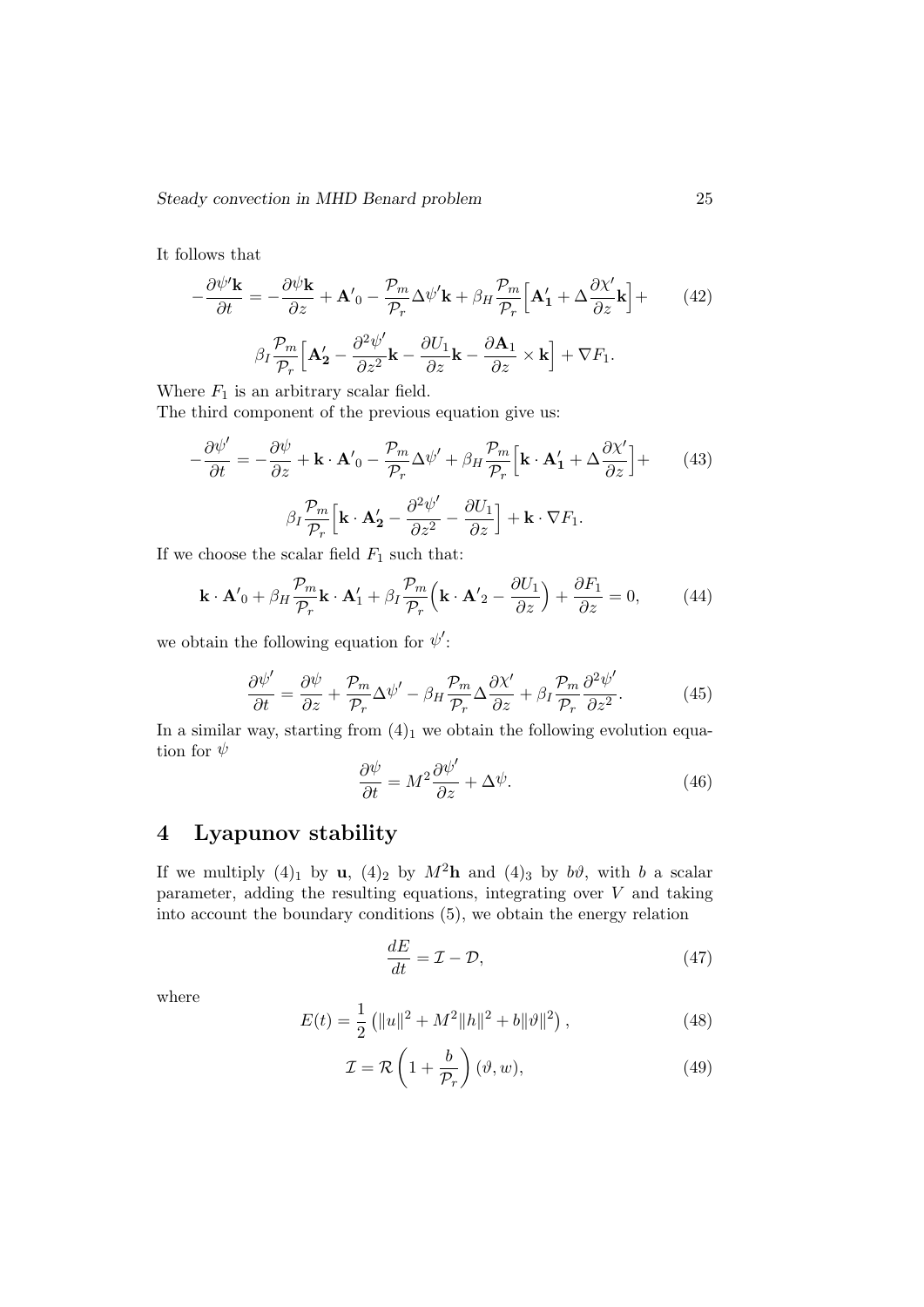It follows that

$$-\frac{\partial \psi' \mathbf{k}}{\partial t} = -\frac{\partial \psi \mathbf{k}}{\partial z} + \mathbf{A'}_0 - \frac{\mathcal{P}_m}{\mathcal{P}_r} \Delta \psi' \mathbf{k} + \beta_H \frac{\mathcal{P}_m}{\mathcal{P}_r} \Big[ \mathbf{A'_1} + \Delta \frac{\partial \chi'}{\partial z} \mathbf{k} \Big] + \tag{42}$$

$$\beta_I \frac{\mathcal{P}_m}{\mathcal{P}_r} \Big[ \mathbf{A'_2} - \frac{\partial^2 \psi'}{\partial z^2} \mathbf{k} - \frac{\partial U_1}{\partial z} \mathbf{k} - \frac{\partial \mathbf{A_1}}{\partial z} \times \mathbf{k} \Big] + \nabla F_1.$$

Where $F_1$ is an arbitrary scalar field.
The third component of the previous equation give us:

$$-\frac{\partial \psi'}{\partial t} = -\frac{\partial \psi}{\partial z} + \mathbf{k} \cdot \mathbf{A'}_0 - \frac{\mathcal{P}_m}{\mathcal{P}_r} \Delta \psi' + \beta_H \frac{\mathcal{P}_m}{\mathcal{P}_r} \Big[ \mathbf{k} \cdot \mathbf{A'_1} + \Delta \frac{\partial \chi'}{\partial z} \Big] + \tag{43}$$

$$\beta_I \frac{\mathcal{P}_m}{\mathcal{P}_r} \Big[ \mathbf{k} \cdot \mathbf{A'_2} - \frac{\partial^2 \psi'}{\partial z^2} - \frac{\partial U_1}{\partial z} \Big] + \mathbf{k} \cdot \nabla F_1.$$

If we choose the scalar field $F_1$ such that:

$$\mathbf{k} \cdot \mathbf{A'}_0 + \beta_H \frac{\mathcal{P}_m}{\mathcal{P}_r} \mathbf{k} \cdot \mathbf{A}'_1 + \beta_I \frac{\mathcal{P}_m}{\mathcal{P}_r} \Big( \mathbf{k} \cdot \mathbf{A'}_2 - \frac{\partial U_1}{\partial z} \Big) + \frac{\partial F_1}{\partial z} = 0, \tag{44}$$

we obtain the following equation for $\psi'$:

$$\frac{\partial \psi'}{\partial t} = \frac{\partial \psi}{\partial z} + \frac{\mathcal{P}_m}{\mathcal{P}_r} \Delta \psi' - \beta_H \frac{\mathcal{P}_m}{\mathcal{P}_r} \Delta \frac{\partial \chi'}{\partial z} + \beta_I \frac{\mathcal{P}_m}{\mathcal{P}_r} \frac{\partial^2 \psi'}{\partial z^2}. \tag{45}$$

In a similar way, starting from $(4)_1$ we obtain the following evolution equation for $\psi$

$$\frac{\partial \psi}{\partial t} = M^2 \frac{\partial \psi'}{\partial z} + \Delta \psi. \tag{46}$$

## 4 Lyapunov stability

If we multiply $(4)_1$ by $\mathbf{u}$, $(4)_2$ by $M^2\mathbf{h}$ and $(4)_3$ by $b\vartheta$, with $b$ a scalar parameter, adding the resulting equations, integrating over $V$ and taking into account the boundary conditions (5), we obtain the energy relation

$$\frac{dE}{dt} = \mathcal{I} - \mathcal{D}, \tag{47}$$

where

$$E(t) = \frac{1}{2} \left( \|u\|^2 + M^2 \|h\|^2 + b \|\vartheta\|^2 \right), \tag{48}$$

$$\mathcal{I} = \mathcal{R} \left( 1 + \frac{b}{\mathcal{P}_r} \right) (\vartheta, w), \tag{49}$$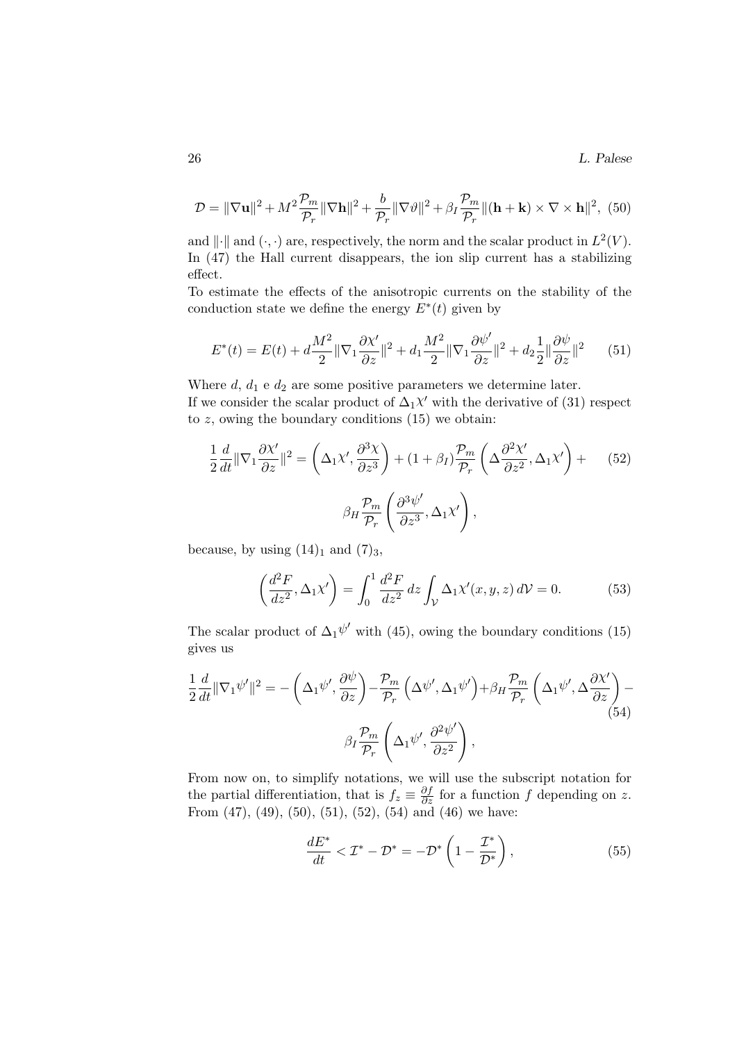$$\mathcal{D} = \|\nabla \mathbf{u}\|^2 + M^2 \frac{\mathcal{P}_m}{\mathcal{P}_r}\|\nabla \mathbf{h}\|^2 + \frac{b}{\mathcal{P}_r}\|\nabla \vartheta\|^2 + \beta_I \frac{\mathcal{P}_m}{\mathcal{P}_r}\|(\mathbf{h}+\mathbf{k}) \times \nabla \times \mathbf{h}\|^2, \quad (50)$$

and $\|\cdot\|$ and $(\cdot,\cdot)$ are, respectively, the norm and the scalar product in $L^2(V)$. In (47) the Hall current disappears, the ion slip current has a stabilizing effect.

To estimate the effects of the anisotropic currents on the stability of the conduction state we define the energy $E^*(t)$ given by

$$E^*(t) = E(t) + d\frac{M^2}{2}\|\nabla_1 \frac{\partial \chi'}{\partial z}\|^2 + d_1 \frac{M^2}{2}\|\nabla_1 \frac{\partial \psi'}{\partial z}\|^2 + d_2 \frac{1}{2}\|\frac{\partial \psi}{\partial z}\|^2 \quad (51)$$

Where $d$, $d_1$ e $d_2$ are some positive parameters we determine later.
If we consider the scalar product of $\Delta_1 \chi'$ with the derivative of (31) respect to $z$, owing the boundary conditions (15) we obtain:

$$\frac{1}{2}\frac{d}{dt}\|\nabla_1 \frac{\partial \chi'}{\partial z}\|^2 = \left(\Delta_1 \chi', \frac{\partial^3 \chi}{\partial z^3}\right) + (1+\beta_I)\frac{\mathcal{P}_m}{\mathcal{P}_r}\left(\Delta \frac{\partial^2 \chi'}{\partial z^2}, \Delta_1 \chi'\right) + \beta_H \frac{\mathcal{P}_m}{\mathcal{P}_r}\left(\frac{\partial^3 \psi'}{\partial z^3}, \Delta_1 \chi'\right), \quad (52)$$

because, by using $(14)_1$ and $(7)_3$,

$$\left(\frac{d^2 F}{dz^2}, \Delta_1 \chi'\right) = \int_0^1 \frac{d^2 F}{dz^2}\, dz \int_{\mathcal{V}} \Delta_1 \chi'(x,y,z)\, d\mathcal{V} = 0. \quad (53)$$

The scalar product of $\Delta_1 \psi'$ with (45), owing the boundary conditions (15) gives us

$$\frac{1}{2}\frac{d}{dt}\|\nabla_1 \psi'\|^2 = -\left(\Delta_1 \psi', \frac{\partial \psi}{\partial z}\right) - \frac{\mathcal{P}_m}{\mathcal{P}_r}\left(\Delta \psi', \Delta_1 \psi'\right) + \beta_H \frac{\mathcal{P}_m}{\mathcal{P}_r}\left(\Delta_1 \psi', \Delta \frac{\partial \chi'}{\partial z}\right) - \beta_I \frac{\mathcal{P}_m}{\mathcal{P}_r}\left(\Delta_1 \psi', \frac{\partial^2 \psi'}{\partial z^2}\right), \quad (54)$$

From now on, to simplify notations, we will use the subscript notation for the partial differentiation, that is $f_z \equiv \frac{\partial f}{\partial z}$ for a function $f$ depending on $z$.
From (47), (49), (50), (51), (52), (54) and (46) we have:

$$\frac{dE^*}{dt} < \mathcal{I}^* - \mathcal{D}^* = -\mathcal{D}^*\left(1 - \frac{\mathcal{I}^*}{\mathcal{D}^*}\right), \quad (55)$$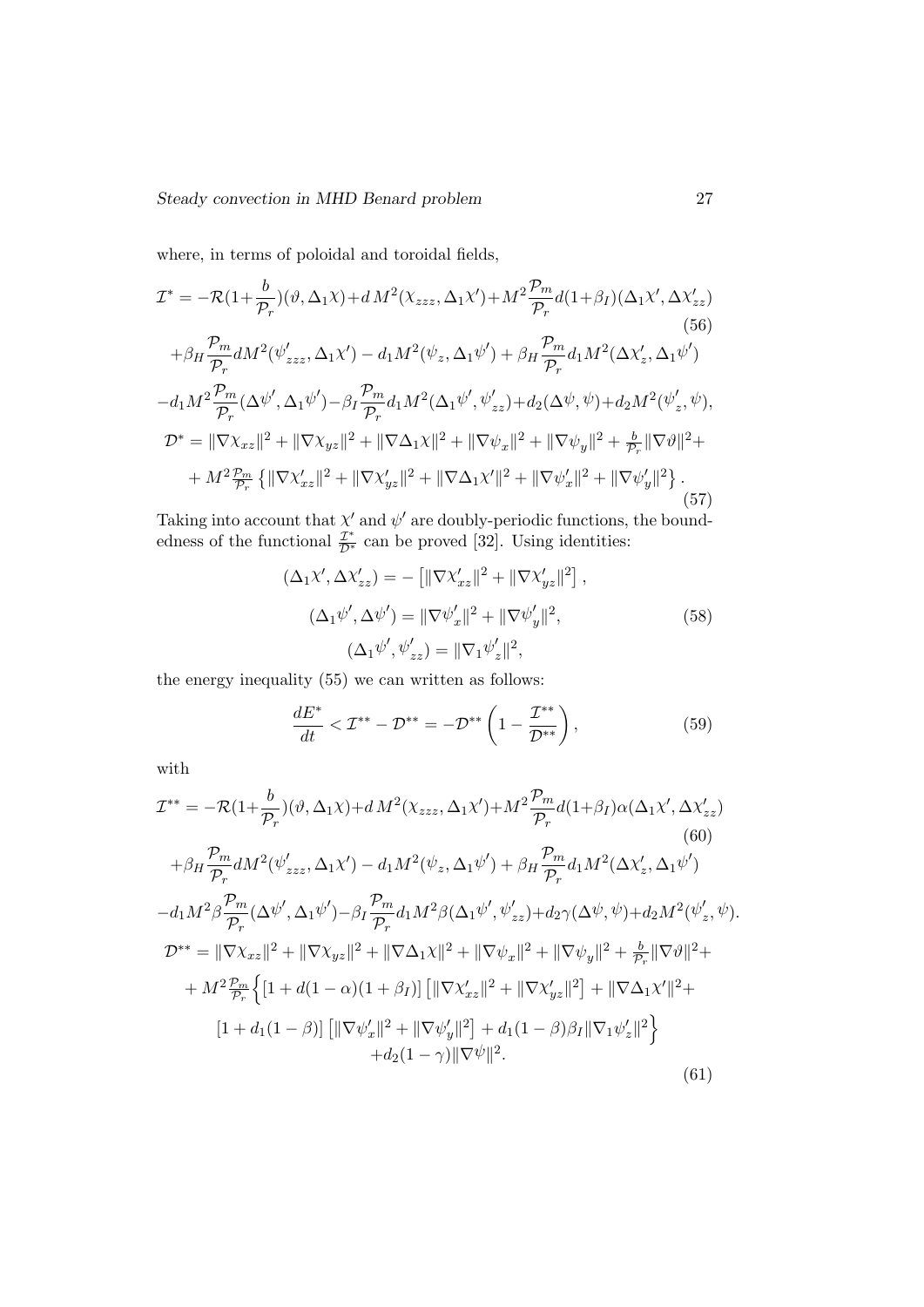where, in terms of poloidal and toroidal fields,

$$
\begin{aligned}
\mathcal{I}^* = &-\mathcal{R}(1+\frac{b}{\mathcal{P}_r})(\vartheta,\Delta_1\chi)+d\,M^2(\chi_{zzz},\Delta_1\chi')+M^2\frac{\mathcal{P}_m}{\mathcal{P}_r}d(1+\beta_I)(\Delta_1\chi',\Delta\chi'_{zz}) \\
&+\beta_H\frac{\mathcal{P}_m}{\mathcal{P}_r}dM^2(\psi'_{zzz},\Delta_1\chi') - d_1M^2(\psi_z,\Delta_1\psi') + \beta_H\frac{\mathcal{P}_m}{\mathcal{P}_r}d_1M^2(\Delta\chi'_z,\Delta_1\psi') \\
&-d_1M^2\frac{\mathcal{P}_m}{\mathcal{P}_r}(\Delta\psi',\Delta_1\psi')-\beta_I\frac{\mathcal{P}_m}{\mathcal{P}_r}d_1M^2(\Delta_1\psi',\psi'_{zz})+d_2(\Delta\psi,\psi)+d_2M^2(\psi'_z,\psi),
\end{aligned}
\tag{56}
$$

$$
\begin{aligned}
\mathcal{D}^* = &\|\nabla\chi_{xz}\|^2+\|\nabla\chi_{yz}\|^2+\|\nabla\Delta_1\chi\|^2+\|\nabla\psi_x\|^2+\|\nabla\psi_y\|^2+\tfrac{b}{\mathcal{P}_r}\|\nabla\vartheta\|^2+ \\
&+M^2\tfrac{\mathcal{P}_m}{\mathcal{P}_r}\left\{\|\nabla\chi'_{xz}\|^2+\|\nabla\chi'_{yz}\|^2+\|\nabla\Delta_1\chi'\|^2+\|\nabla\psi'_x\|^2+\|\nabla\psi'_y\|^2\right\}.
\end{aligned}
\tag{57}
$$

Taking into account that $\chi'$ and $\psi'$ are doubly-periodic functions, the boundedness of the functional $\frac{\mathcal{I}^*}{\mathcal{D}^*}$ can be proved [32]. Using identities:

$$
\begin{aligned}
(\Delta_1\chi',\Delta\chi'_{zz}) &= -\left[\|\nabla\chi'_{xz}\|^2+\|\nabla\chi'_{yz}\|^2\right], \\
(\Delta_1\psi',\Delta\psi') &= \|\nabla\psi'_x\|^2+\|\nabla\psi'_y\|^2, \\
(\Delta_1\psi',\psi'_{zz}) &= \|\nabla_1\psi'_z\|^2,
\end{aligned}
\tag{58}
$$

the energy inequality (55) we can written as follows:

$$
\frac{dE^*}{dt} < \mathcal{I}^{**}-\mathcal{D}^{**} = -\mathcal{D}^{**}\left(1-\frac{\mathcal{I}^{**}}{\mathcal{D}^{**}}\right),
\tag{59}
$$

with

$$
\begin{aligned}
\mathcal{I}^{**} = &-\mathcal{R}(1+\frac{b}{\mathcal{P}_r})(\vartheta,\Delta_1\chi)+d\,M^2(\chi_{zzz},\Delta_1\chi')+M^2\frac{\mathcal{P}_m}{\mathcal{P}_r}d(1+\beta_I)\alpha(\Delta_1\chi',\Delta\chi'_{zz}) \\
&+\beta_H\frac{\mathcal{P}_m}{\mathcal{P}_r}dM^2(\psi'_{zzz},\Delta_1\chi') - d_1M^2(\psi_z,\Delta_1\psi') + \beta_H\frac{\mathcal{P}_m}{\mathcal{P}_r}d_1M^2(\Delta\chi'_z,\Delta_1\psi') \\
&-d_1M^2\beta\frac{\mathcal{P}_m}{\mathcal{P}_r}(\Delta\psi',\Delta_1\psi')-\beta_I\frac{\mathcal{P}_m}{\mathcal{P}_r}d_1M^2\beta(\Delta_1\psi',\psi'_{zz})+d_2\gamma(\Delta\psi,\psi)+d_2M^2(\psi'_z,\psi).
\end{aligned}
\tag{60}
$$

$$
\begin{aligned}
\mathcal{D}^{**} = &\|\nabla\chi_{xz}\|^2+\|\nabla\chi_{yz}\|^2+\|\nabla\Delta_1\chi\|^2+\|\nabla\psi_x\|^2+\|\nabla\psi_y\|^2+\tfrac{b}{\mathcal{P}_r}\|\nabla\vartheta\|^2+ \\
&+M^2\tfrac{\mathcal{P}_m}{\mathcal{P}_r}\Big\{\left[1+d(1-\alpha)(1+\beta_I)\right]\left[\|\nabla\chi'_{xz}\|^2+\|\nabla\chi'_{yz}\|^2\right]+\|\nabla\Delta_1\chi'\|^2+ \\
&\left[1+d_1(1-\beta)\right]\left[\|\nabla\psi'_x\|^2+\|\nabla\psi'_y\|^2\right]+d_1(1-\beta)\beta_I\|\nabla_1\psi'_z\|^2\Big\} \\
&+d_2(1-\gamma)\|\nabla\psi\|^2.
\end{aligned}
\tag{61}
$$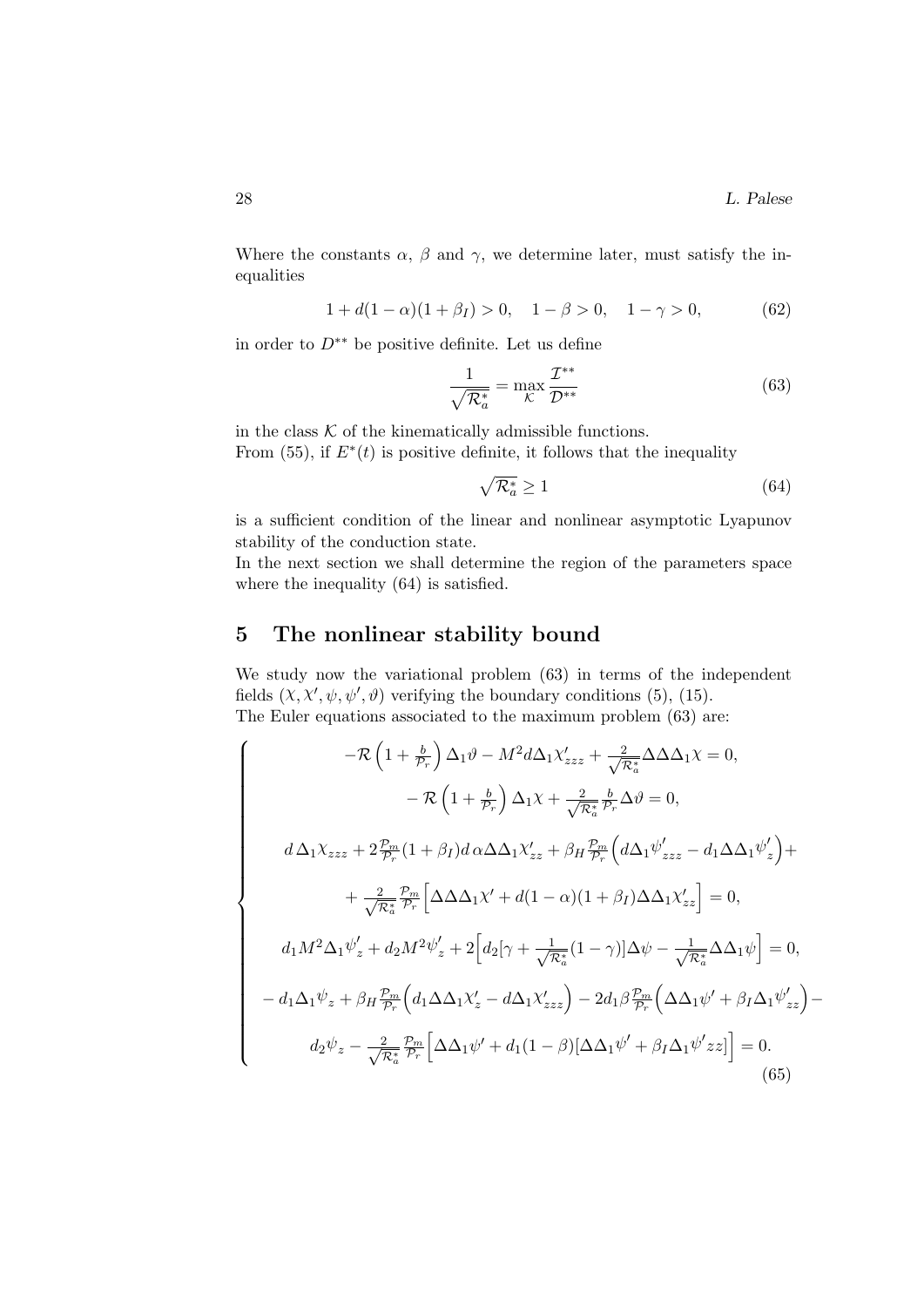Where the constants $\alpha$, $\beta$ and $\gamma$, we determine later, must satisfy the inequalities

$$1 + d(1-\alpha)(1+\beta_I) > 0, \quad 1-\beta > 0, \quad 1-\gamma > 0, \tag{62}$$

in order to $D^{**}$ be positive definite. Let us define

$$\frac{1}{\sqrt{\mathcal{R}_a^*}} = \max_{\mathcal{K}} \frac{\mathcal{I}^{**}}{\mathcal{D}^{**}} \tag{63}$$

in the class $\mathcal{K}$ of the kinematically admissible functions.
From (55), if $E^*(t)$ is positive definite, it follows that the inequality

$$\sqrt{\mathcal{R}_a^*} \geq 1 \tag{64}$$

is a sufficient condition of the linear and nonlinear asymptotic Lyapunov stability of the conduction state.
In the next section we shall determine the region of the parameters space where the inequality (64) is satisfied.

## 5 The nonlinear stability bound

We study now the variational problem (63) in terms of the independent fields $(\chi, \chi', \psi, \psi', \vartheta)$ verifying the boundary conditions (5), (15).
The Euler equations associated to the maximum problem (63) are:

$$\begin{cases}
-\mathcal{R}\left(1+\frac{b}{\mathcal{P}_r}\right)\Delta_1\vartheta - M^2 d\Delta_1\chi'_{zzz} + \frac{2}{\sqrt{\mathcal{R}_a^*}}\Delta\Delta\Delta_1\chi = 0, \\
-\mathcal{R}\left(1+\frac{b}{\mathcal{P}_r}\right)\Delta_1\chi + \frac{2}{\sqrt{\mathcal{R}_a^*}}\frac{b}{\mathcal{P}_r}\Delta\vartheta = 0, \\
d\,\Delta_1\chi_{zzz} + 2\frac{\mathcal{P}_m}{\mathcal{P}_r}(1+\beta_I)d\,\alpha\Delta\Delta_1\chi'_{zz} + \beta_H\frac{\mathcal{P}_m}{\mathcal{P}_r}\Big(d\Delta_1{\psi'}_{zzz} - d_1\Delta\Delta_1{\psi'}_z\Big) + \\
+\frac{2}{\sqrt{\mathcal{R}_a^*}}\frac{\mathcal{P}_m}{\mathcal{P}_r}\Big[\Delta\Delta\Delta_1\chi' + d(1-\alpha)(1+\beta_I)\Delta\Delta_1\chi'_{zz}\Big] = 0, \\
d_1 M^2\Delta_1{\psi'}_z + d_2 M^2{\psi'}_z + 2\Big[d_2[\gamma + \frac{1}{\sqrt{\mathcal{R}_a^*}}(1-\gamma)]\Delta\psi - \frac{1}{\sqrt{\mathcal{R}_a^*}}\Delta\Delta_1\psi\Big] = 0, \\
-d_1\Delta_1\psi_z + \beta_H\frac{\mathcal{P}_m}{\mathcal{P}_r}\Big(d_1\Delta\Delta_1\chi'_z - d\Delta_1\chi'_{zzz}\Big) - 2d_1\beta\frac{\mathcal{P}_m}{\mathcal{P}_r}\Big(\Delta\Delta_1\psi' + \beta_I\Delta_1{\psi'}_{zz}\Big) - \\
d_2\psi_z - \frac{2}{\sqrt{\mathcal{R}_a^*}}\frac{\mathcal{P}_m}{\mathcal{P}_r}\Big[\Delta\Delta_1\psi' + d_1(1-\beta)[\Delta\Delta_1\psi' + \beta_I\Delta_1\psi' zz]\Big] = 0.
\end{cases} \tag{65}$$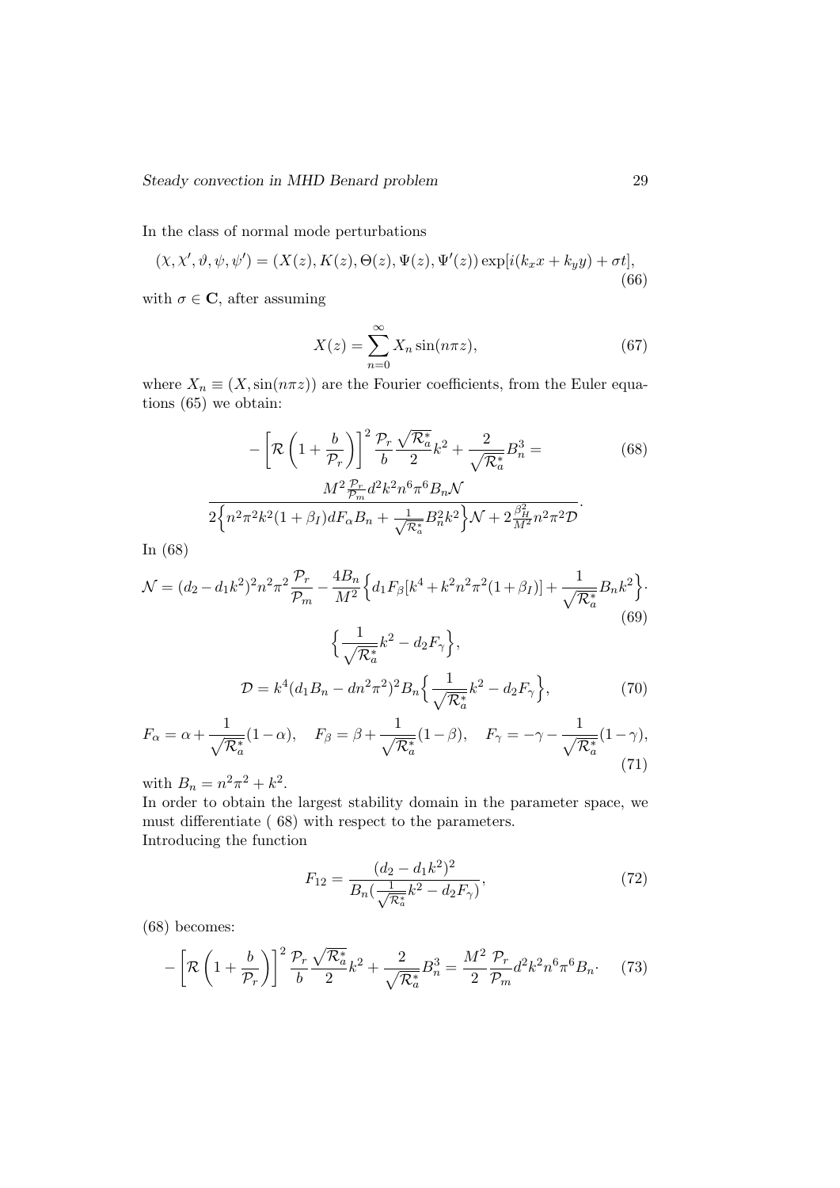In the class of normal mode perturbations

$$
(\chi, \chi', \vartheta, \psi, \psi') = (X(z), K(z), \Theta(z), \Psi(z), \Psi'(z)) \exp[i(k_x x + k_y y) + \sigma t], \tag{66}
$$

with $\sigma \in \mathbf{C}$, after assuming

$$
X(z) = \sum_{n=0}^{\infty} X_n \sin(n\pi z), \tag{67}
$$

where $X_n \equiv (X, \sin(n\pi z))$ are the Fourier coefficients, from the Euler equations (65) we obtain:

$$
-\left[\mathcal{R}\left(1+\frac{b}{\mathcal{P}_r}\right)\right]^2 \frac{\mathcal{P}_r}{b}\frac{\sqrt{\mathcal{R}_a^*}}{2}k^2 + \frac{2}{\sqrt{\mathcal{R}_a^*}}B_n^3 = \tag{68}
$$

$$
\frac{M^2 \frac{\mathcal{P}_r}{\mathcal{P}_m} d^2 k^2 n^6 \pi^6 B_n \mathcal{N}}{2\Big\{n^2\pi^2 k^2 (1+\beta_I) d F_\alpha B_n + \frac{1}{\sqrt{\mathcal{R}_a^*}} B_n^2 k^2\Big\}\mathcal{N} + 2\frac{\beta_H^2}{M^2} n^2 \pi^2 \mathcal{D}}.
$$

In (68)

$$
\mathcal{N} = (d_2 - d_1 k^2)^2 n^2 \pi^2 \frac{\mathcal{P}_r}{\mathcal{P}_m} - \frac{4B_n}{M^2}\Big\{d_1 F_\beta [k^4 + k^2 n^2 \pi^2 (1+\beta_I)] + \frac{1}{\sqrt{\mathcal{R}_a^*}} B_n k^2\Big\} \cdot \tag{69}
$$

$$
\Big\{\frac{1}{\sqrt{\mathcal{R}_a^*}} k^2 - d_2 F_\gamma\Big\},
$$

$$
\mathcal{D} = k^4 (d_1 B_n - d n^2 \pi^2)^2 B_n \Big\{\frac{1}{\sqrt{\mathcal{R}_a^*}} k^2 - d_2 F_\gamma\Big\}, \tag{70}
$$

$$
F_\alpha = \alpha + \frac{1}{\sqrt{\mathcal{R}_a^*}}(1-\alpha), \quad F_\beta = \beta + \frac{1}{\sqrt{\mathcal{R}_a^*}}(1-\beta), \quad F_\gamma = -\gamma - \frac{1}{\sqrt{\mathcal{R}_a^*}}(1-\gamma), \tag{71}
$$

with $B_n = n^2\pi^2 + k^2$.

In order to obtain the largest stability domain in the parameter space, we must differentiate ( 68) with respect to the parameters.

Introducing the function

$$
F_{12} = \frac{(d_2 - d_1 k^2)^2}{B_n(\frac{1}{\sqrt{\mathcal{R}_a^*}} k^2 - d_2 F_\gamma)}, \tag{72}
$$

(68) becomes:

$$
-\left[\mathcal{R}\left(1+\frac{b}{\mathcal{P}_r}\right)\right]^2 \frac{\mathcal{P}_r}{b}\frac{\sqrt{\mathcal{R}_a^*}}{2}k^2 + \frac{2}{\sqrt{\mathcal{R}_a^*}}B_n^3 = \frac{M^2}{2}\frac{\mathcal{P}_r}{\mathcal{P}_m} d^2 k^2 n^6 \pi^6 B_n \cdot \tag{73}
$$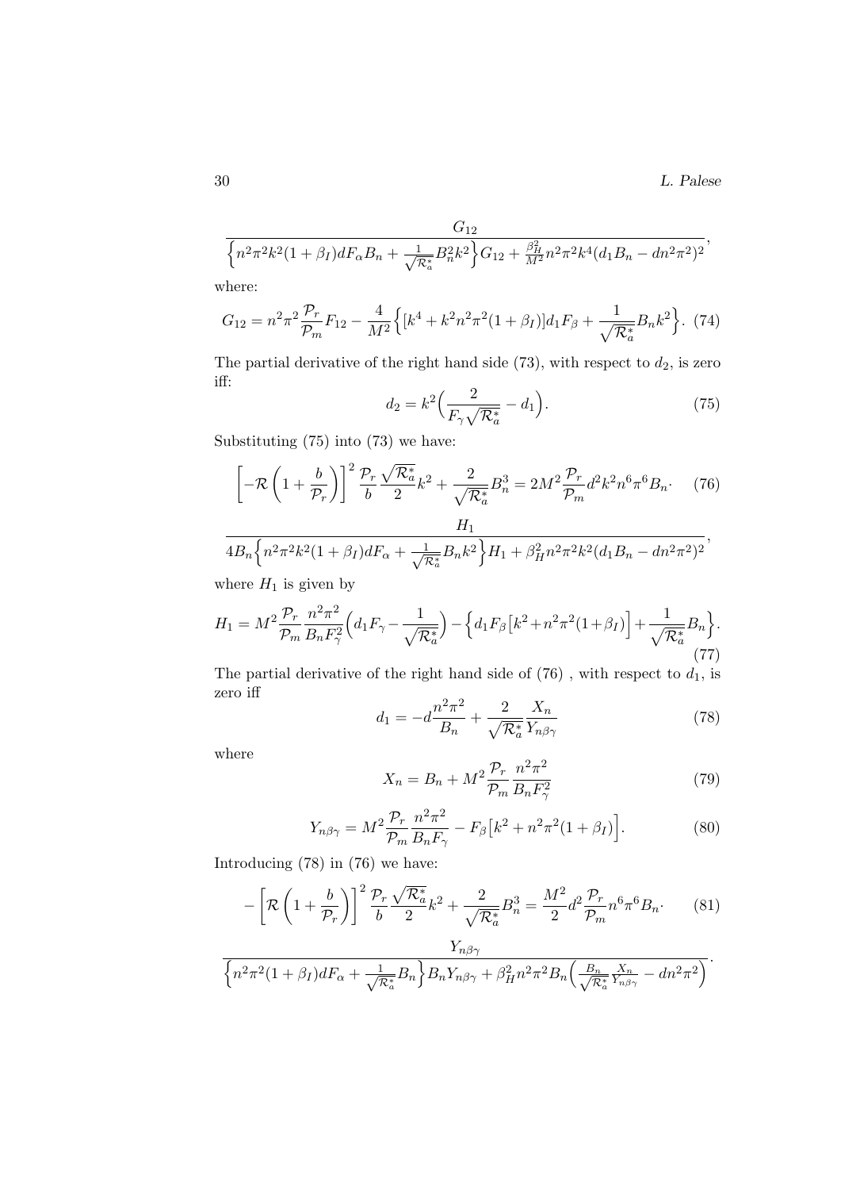$$\frac{G_{12}}{\Big\{n^2\pi^2k^2(1+\beta_I)dF_\alpha B_n+\frac{1}{\sqrt{\mathcal{R}_a^*}}B_n^2k^2\Big\}G_{12}+\frac{\beta_H^2}{M^2}n^2\pi^2k^4(d_1B_n-dn^2\pi^2)^2},$$

where:

$$G_{12}=n^2\pi^2\frac{\mathcal{P}_r}{\mathcal{P}_m}F_{12}-\frac{4}{M^2}\Big\{[k^4+k^2n^2\pi^2(1+\beta_I)]d_1F_\beta+\frac{1}{\sqrt{\mathcal{R}_a^*}}B_nk^2\Big\}. \quad (74)$$

The partial derivative of the right hand side (73), with respect to $d_2$, is zero iff:

$$d_2=k^2\Big(\frac{2}{F_\gamma\sqrt{\mathcal{R}_a^*}}-d_1\Big). \quad (75)$$

Substituting (75) into (73) we have:

$$\left[-\mathcal{R}\left(1+\frac{b}{\mathcal{P}_r}\right)\right]^2\frac{\mathcal{P}_r}{b}\frac{\sqrt{\mathcal{R}_a^*}}{2}k^2+\frac{2}{\sqrt{\mathcal{R}_a^*}}B_n^3=2M^2\frac{\mathcal{P}_r}{\mathcal{P}_m}d^2k^2n^6\pi^6B_n\cdot \quad (76)$$

$$\frac{H_1}{4B_n\Big\{n^2\pi^2k^2(1+\beta_I)dF_\alpha+\frac{1}{\sqrt{\mathcal{R}_a^*}}B_nk^2\Big\}H_1+\beta_H^2n^2\pi^2k^2(d_1B_n-dn^2\pi^2)^2},$$

where $H_1$ is given by

$$H_1=M^2\frac{\mathcal{P}_r}{\mathcal{P}_m}\frac{n^2\pi^2}{B_nF_\gamma^2}\Big(d_1F_\gamma-\frac{1}{\sqrt{\mathcal{R}_a^*}}\Big)-\Big\{d_1F_\beta\big[k^2+n^2\pi^2(1+\beta_I)\big]+\frac{1}{\sqrt{\mathcal{R}_a^*}}B_n\Big\}. \quad (77)$$

The partial derivative of the right hand side of (76) , with respect to $d_1$, is zero iff

$$d_1=-d\frac{n^2\pi^2}{B_n}+\frac{2}{\sqrt{\mathcal{R}_a^*}}\frac{X_n}{Y_{n\beta\gamma}} \quad (78)$$

where

$$X_n=B_n+M^2\frac{\mathcal{P}_r}{\mathcal{P}_m}\frac{n^2\pi^2}{B_nF_\gamma^2} \quad (79)$$

$$Y_{n\beta\gamma}=M^2\frac{\mathcal{P}_r}{\mathcal{P}_m}\frac{n^2\pi^2}{B_nF_\gamma}-F_\beta\big[k^2+n^2\pi^2(1+\beta_I)\big]. \quad (80)$$

Introducing (78) in (76) we have:

$$-\left[\mathcal{R}\left(1+\frac{b}{\mathcal{P}_r}\right)\right]^2\frac{\mathcal{P}_r}{b}\frac{\sqrt{\mathcal{R}_a^*}}{2}k^2+\frac{2}{\sqrt{\mathcal{R}_a^*}}B_n^3=\frac{M^2}{2}d^2\frac{\mathcal{P}_r}{\mathcal{P}_m}n^6\pi^6B_n\cdot \quad (81)$$

$$\frac{Y_{n\beta\gamma}}{\Big\{n^2\pi^2(1+\beta_I)dF_\alpha+\frac{1}{\sqrt{\mathcal{R}_a^*}}B_n\Big\}B_nY_{n\beta\gamma}+\beta_H^2n^2\pi^2B_n\Big(\frac{B_n}{\sqrt{\mathcal{R}_a^*}}\frac{X_n}{Y_{n\beta\gamma}}-dn^2\pi^2\Big)}.$$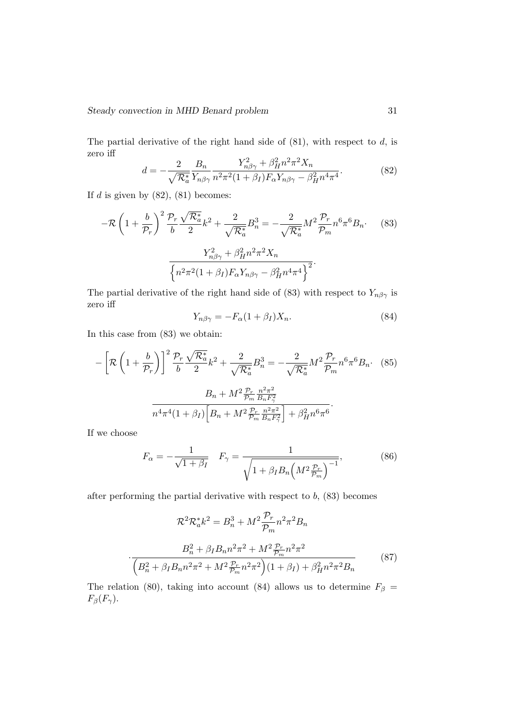The partial derivative of the right hand side of (81), with respect to $d$, is zero iff

$$d = -\frac{2}{\sqrt{\mathcal{R}_a^*}} \frac{B_n}{Y_{n\beta\gamma}} \frac{Y_{n\beta\gamma}^2 + \beta_H^2 n^2\pi^2 X_n}{n^2\pi^2(1+\beta_I)F_\alpha Y_{n\beta\gamma} - \beta_H^2 n^4\pi^4}. \tag{82}$$

If $d$ is given by (82), (81) becomes:

$$-\mathcal{R}\left(1+\frac{b}{\mathcal{P}_r}\right)^2 \frac{\mathcal{P}_r}{b}\frac{\sqrt{\mathcal{R}_a^*}}{2}k^2 + \frac{2}{\sqrt{\mathcal{R}_a^*}}B_n^3 = -\frac{2}{\sqrt{\mathcal{R}_a^*}}M^2\frac{\mathcal{P}_r}{\mathcal{P}_m}n^6\pi^6 B_n \cdot \tag{83}$$

$$\frac{Y_{n\beta\gamma}^2 + \beta_H^2 n^2\pi^2 X_n}{\left\{n^2\pi^2(1+\beta_I)F_\alpha Y_{n\beta\gamma} - \beta_H^2 n^4\pi^4\right\}^2}.$$

The partial derivative of the right hand side of (83) with respect to $Y_{n\beta\gamma}$ is zero iff

$$Y_{n\beta\gamma} = -F_\alpha(1+\beta_I)X_n. \tag{84}$$

In this case from (83) we obtain:

$$-\left[\mathcal{R}\left(1+\frac{b}{\mathcal{P}_r}\right)\right]^2 \frac{\mathcal{P}_r}{b}\frac{\sqrt{\mathcal{R}_a^*}}{2}k^2 + \frac{2}{\sqrt{\mathcal{R}_a^*}}B_n^3 = -\frac{2}{\sqrt{\mathcal{R}_a^*}}M^2\frac{\mathcal{P}_r}{\mathcal{P}_m}n^6\pi^6 B_n \cdot \tag{85}$$

$$\frac{B_n + M^2\frac{\mathcal{P}_r}{\mathcal{P}_m}\frac{n^2\pi^2}{B_n F_\gamma^2}}{n^4\pi^4(1+\beta_I)\Big[B_n + M^2\frac{\mathcal{P}_r}{\mathcal{P}_m}\frac{n^2\pi^2}{B_n F_\gamma^2}\Big] + \beta_H^2 n^6\pi^6}.$$

If we choose

$$F_\alpha = -\frac{1}{\sqrt{1+\beta_I}} \quad F_\gamma = \frac{1}{\sqrt{1+\beta_I B_n\Big(M^2\frac{\mathcal{P}_r}{\mathcal{P}_m}\Big)^{-1}}}, \tag{86}$$

after performing the partial derivative with respect to $b$, (83) becomes

$$\mathcal{R}^2\mathcal{R}_a^* k^2 = B_n^3 + M^2\frac{\mathcal{P}_r}{\mathcal{P}_m}n^2\pi^2 B_n$$

$$\cdot\frac{B_n^2 + \beta_I B_n n^2\pi^2 + M^2\frac{\mathcal{P}_r}{\mathcal{P}_m}n^2\pi^2}{\Big(B_n^2 + \beta_I B_n n^2\pi^2 + M^2\frac{\mathcal{P}_r}{\mathcal{P}_m}n^2\pi^2\Big)(1+\beta_I) + \beta_H^2 n^2\pi^2 B_n} \tag{87}$$

The relation (80), taking into account (84) allows us to determine $F_\beta = F_\beta(F_\gamma)$.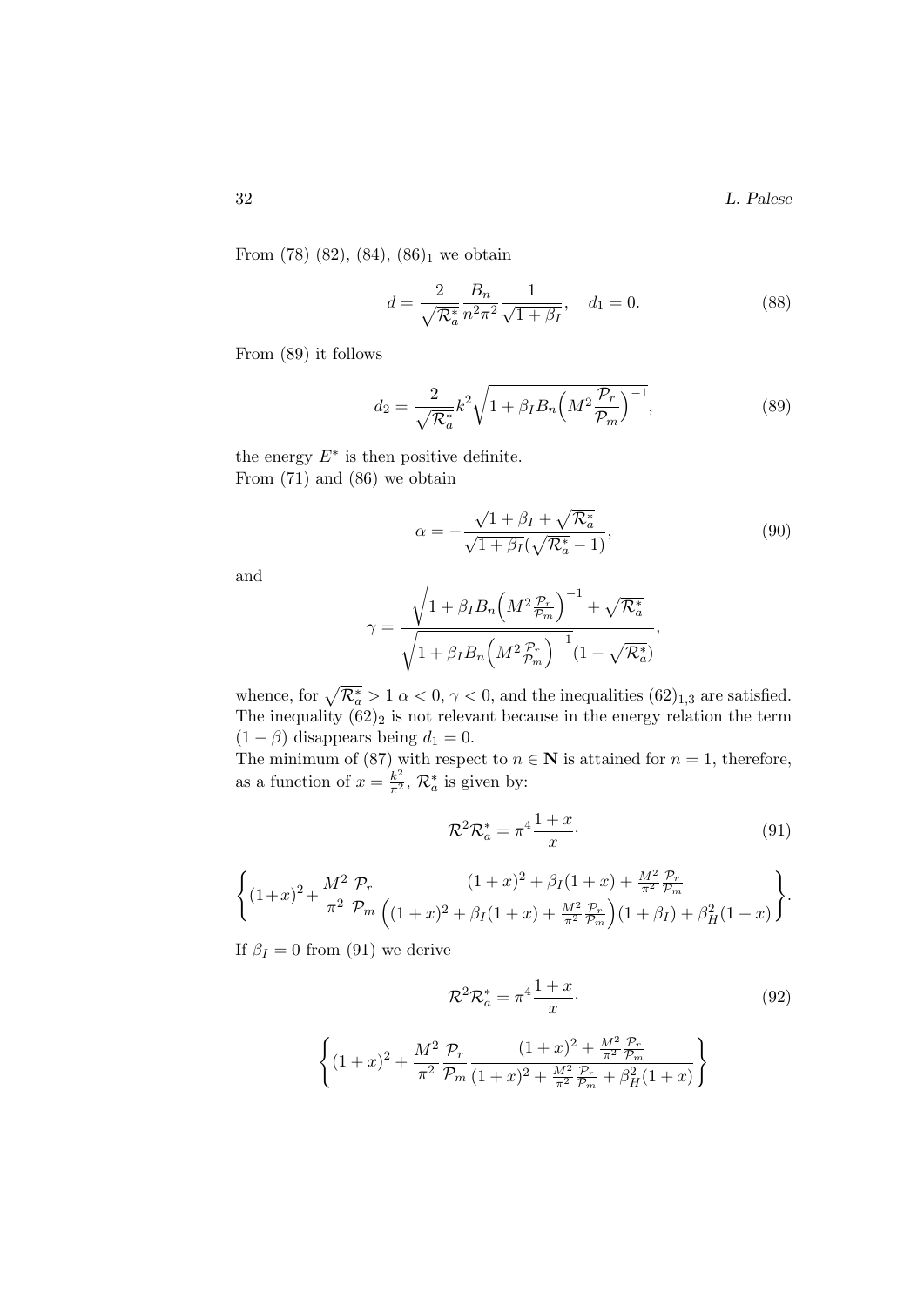From (78) (82), (84), $(86)_1$ we obtain

$$d = \frac{2}{\sqrt{\mathcal{R}_a^*}} \frac{B_n}{n^2\pi^2} \frac{1}{\sqrt{1+\beta_I}}, \quad d_1 = 0. \tag{88}$$

From (89) it follows

$$d_2 = \frac{2}{\sqrt{\mathcal{R}_a^*}} k^2 \sqrt{1 + \beta_I B_n \Big( M^2 \frac{\mathcal{P}_r}{\mathcal{P}_m} \Big)^{-1}}, \tag{89}$$

the energy $E^*$ is then positive definite.
From (71) and (86) we obtain

$$\alpha = -\frac{\sqrt{1+\beta_I} + \sqrt{\mathcal{R}_a^*}}{\sqrt{1+\beta_I}(\sqrt{\mathcal{R}_a^*} - 1)}, \tag{90}$$

and

$$\gamma = \frac{\sqrt{1 + \beta_I B_n \Big( M^2 \frac{\mathcal{P}_r}{\mathcal{P}_m} \Big)^{-1}} + \sqrt{\mathcal{R}_a^*}}{\sqrt{1 + \beta_I B_n \Big( M^2 \frac{\mathcal{P}_r}{\mathcal{P}_m} \Big)^{-1}}(1 - \sqrt{\mathcal{R}_a^*})},$$

whence, for $\sqrt{\mathcal{R}_a^*} > 1$ $\alpha < 0$, $\gamma < 0$, and the inequalities $(62)_{1,3}$ are satisfied. The inequality $(62)_2$ is not relevant because in the energy relation the term $(1-\beta)$ disappears being $d_1 = 0$.
The minimum of (87) with respect to $n \in \mathbf{N}$ is attained for $n = 1$, therefore, as a function of $x = \frac{k^2}{\pi^2}$, $\mathcal{R}_a^*$ is given by:

$$\mathcal{R}^2 \mathcal{R}_a^* = \pi^4 \frac{1+x}{x} \cdot \tag{91}$$

$$\left\{ (1+x)^2 + \frac{M^2}{\pi^2} \frac{\mathcal{P}_r}{\mathcal{P}_m} \frac{(1+x)^2 + \beta_I(1+x) + \frac{M^2}{\pi^2}\frac{\mathcal{P}_r}{\mathcal{P}_m}}{\Big((1+x)^2 + \beta_I(1+x) + \frac{M^2}{\pi^2}\frac{\mathcal{P}_r}{\mathcal{P}_m}\Big)(1+\beta_I) + \beta_H^2(1+x)} \right\}.$$

If $\beta_I = 0$ from (91) we derive

$$\mathcal{R}^2 \mathcal{R}_a^* = \pi^4 \frac{1+x}{x} \cdot \tag{92}$$

$$\left\{ (1+x)^2 + \frac{M^2}{\pi^2} \frac{\mathcal{P}_r}{\mathcal{P}_m} \frac{(1+x)^2 + \frac{M^2}{\pi^2}\frac{\mathcal{P}_r}{\mathcal{P}_m}}{(1+x)^2 + \frac{M^2}{\pi^2}\frac{\mathcal{P}_r}{\mathcal{P}_m} + \beta_H^2(1+x)} \right\}$$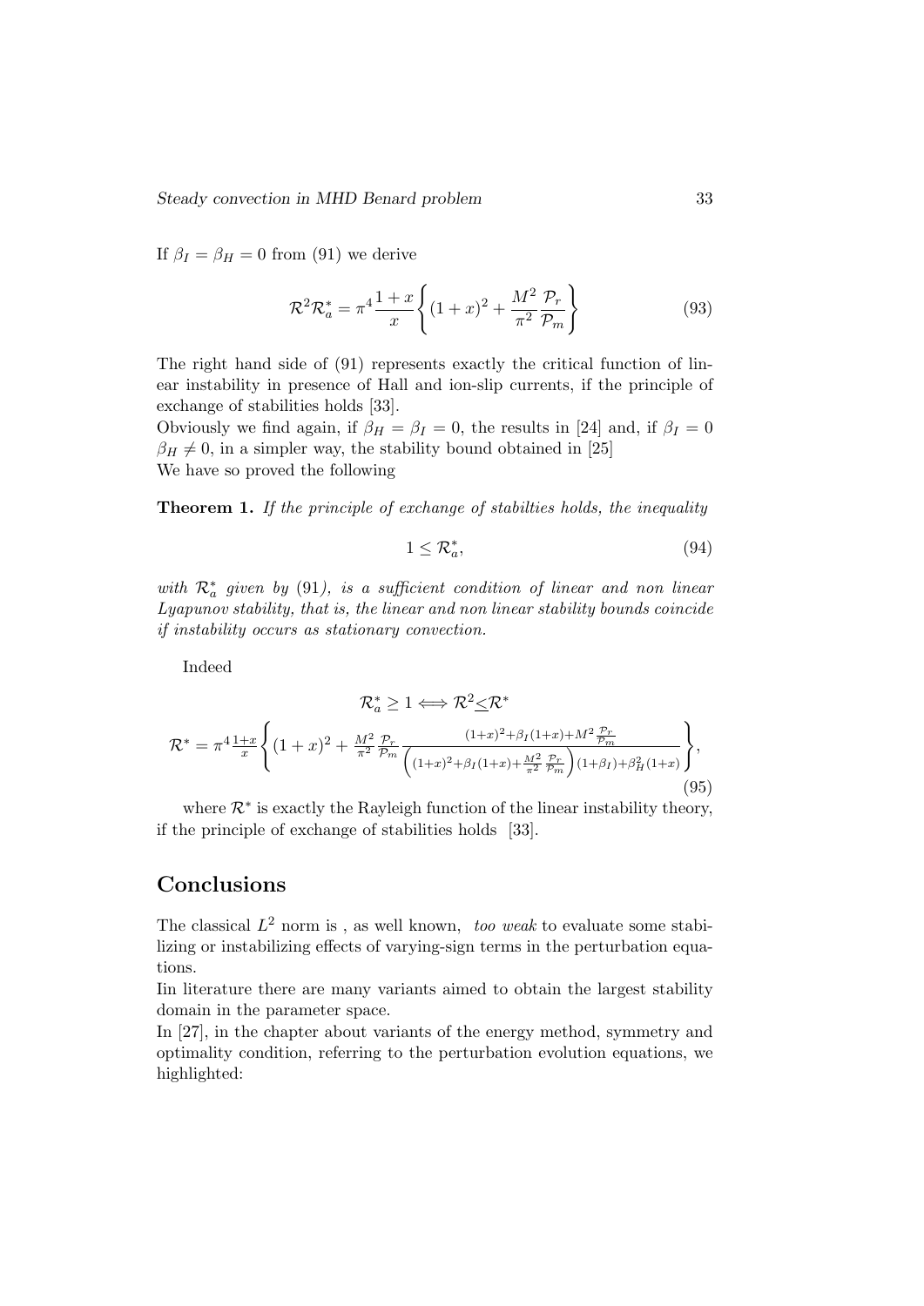If $\beta_I = \beta_H = 0$ from (91) we derive

$$\mathcal{R}^2 \mathcal{R}_a^* = \pi^4 \frac{1+x}{x} \left\{ (1+x)^2 + \frac{M^2}{\pi^2} \frac{\mathcal{P}_r}{\mathcal{P}_m} \right\} \tag{93}$$

The right hand side of (91) represents exactly the critical function of linear instability in presence of Hall and ion-slip currents, if the principle of exchange of stabilities holds [33].
Obviously we find again, if $\beta_H = \beta_I = 0$, the results in [24] and, if $\beta_I = 0$ $\beta_H \neq 0$, in a simpler way, the stability bound obtained in [25]
We have so proved the following

**Theorem 1.** *If the principle of exchange of stabilties holds, the inequality*

$$1 \leq \mathcal{R}_a^*, \tag{94}$$

*with $\mathcal{R}_a^*$ given by* (91)*, is a sufficient condition of linear and non linear Lyapunov stability, that is, the linear and non linear stability bounds coincide if instability occurs as stationary convection.*

Indeed

$$\mathcal{R}_a^* \geq 1 \Longleftrightarrow \mathcal{R}^2 \underline{\leq} \mathcal{R}^*$$

$$\mathcal{R}^* = \pi^4 \frac{1+x}{x} \left\{ (1+x)^2 + \frac{M^2}{\pi^2} \frac{\mathcal{P}_r}{\mathcal{P}_m} \frac{(1+x)^2 + \beta_I(1+x) + M^2 \frac{\mathcal{P}_r}{\mathcal{P}_m}}{\left( (1+x)^2 + \beta_I(1+x) + \frac{M^2}{\pi^2} \frac{\mathcal{P}_r}{\mathcal{P}_m} \right)(1+\beta_I) + \beta_H^2 (1+x)} \right\}, \tag{95}$$

where $\mathcal{R}^*$ is exactly the Rayleigh function of the linear instability theory, if the principle of exchange of stabilities holds [33].

## Conclusions

The classical $L^2$ norm is , as well known, *too weak* to evaluate some stabilizing or instabilizing effects of varying-sign terms in the perturbation equations.
Iin literature there are many variants aimed to obtain the largest stability domain in the parameter space.
In [27], in the chapter about variants of the energy method, symmetry and optimality condition, referring to the perturbation evolution equations, we highlighted: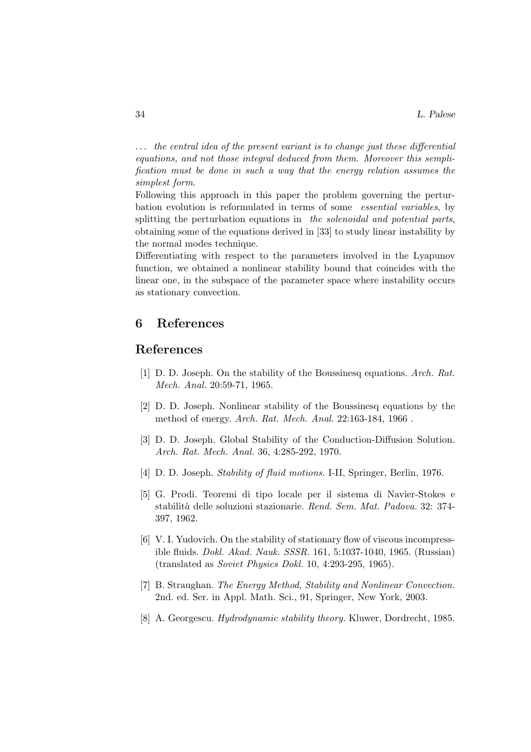*... the central idea of the present variant is to change just these differential equations, and not those integral deduced from them. Moreover this semplification must be done in such a way that the energy relation assumes the simplest form.*

Following this approach in this paper the problem governing the perturbation evolution is reformulated in terms of some *essential variables*, by splitting the perturbation equations in *the solenoidal and potential parts*, obtaining some of the equations derived in [33] to study linear instability by the normal modes technique.

Differentiating with respect to the parameters involved in the Lyapunov function, we obtained a nonlinear stability bound that coincides with the linear one, in the subspace of the parameter space where instability occurs as stationary convection.

## 6 References

## References

[1] D. D. Joseph. On the stability of the Boussinesq equations. *Arch. Rat. Mech. Anal.* 20:59-71, 1965.

[2] D. D. Joseph. Nonlinear stability of the Boussinesq equations by the method of energy. *Arch. Rat. Mech. Anal.* 22:163-184, 1966 .

[3] D. D. Joseph. Global Stability of the Conduction-Diffusion Solution. *Arch. Rat. Mech. Anal.* 36, 4:285-292, 1970.

[4] D. D. Joseph. *Stability of fluid motions.* I-II, Springer, Berlin, 1976.

[5] G. Prodi. Teoremi di tipo locale per il sistema di Navier-Stokes e stabilità delle soluzioni stazionarie. *Rend. Sem. Mat. Padova.* 32: 374-397, 1962.

[6] V. I. Yudovich. On the stability of stationary flow of viscous incompressible fluids. *Dokl. Akad. Nauk. SSSR.* 161, 5:1037-1040, 1965. (Russian) (translated as *Soviet Physics Dokl.* 10, 4:293-295, 1965).

[7] B. Straughan. *The Energy Method, Stability and Nonlinear Convection.* 2nd. ed. Ser. in Appl. Math. Sci., 91, Springer, New York, 2003.

[8] A. Georgescu. *Hydrodynamic stability theory.* Kluwer, Dordrecht, 1985.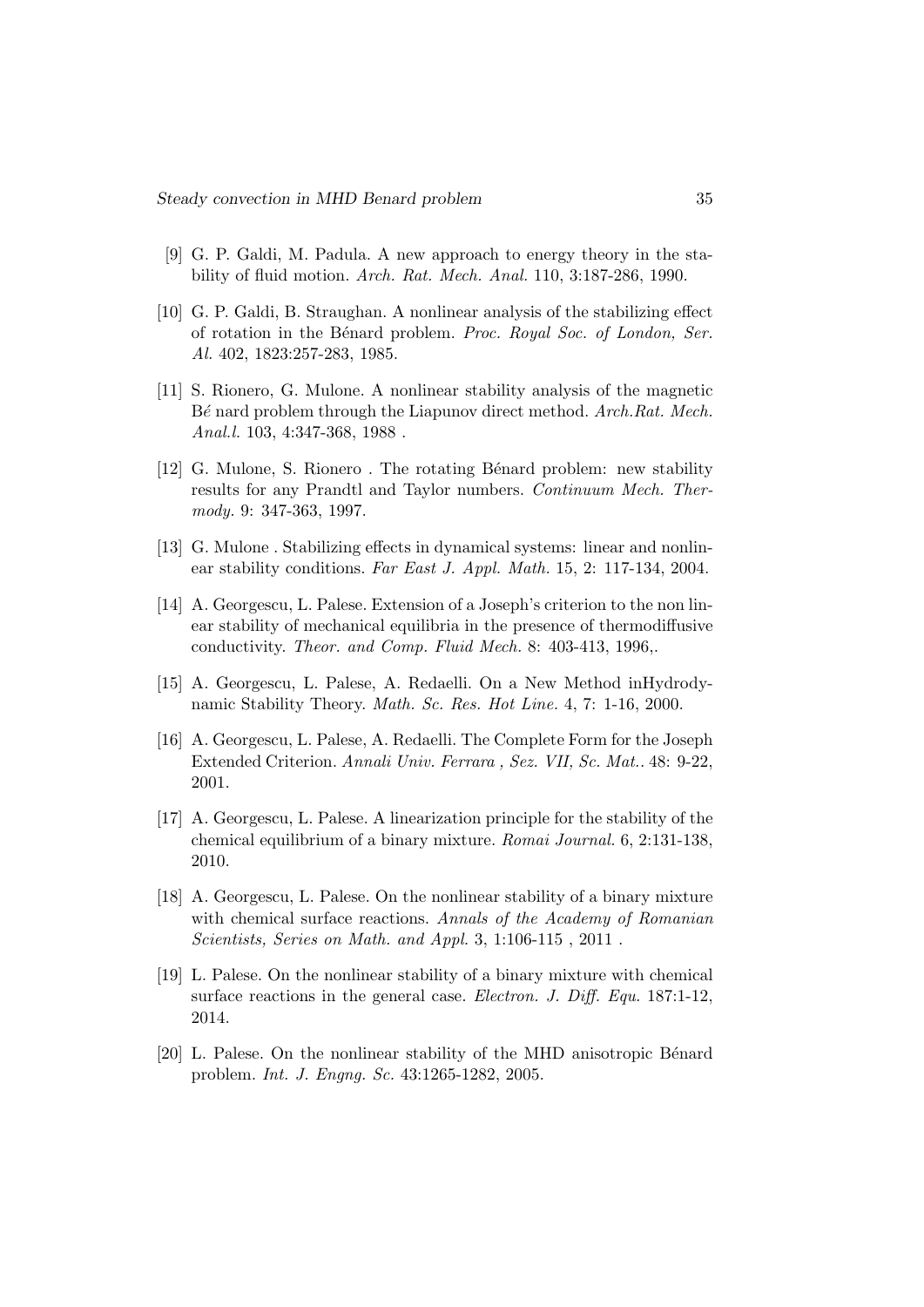[9] G. P. Galdi, M. Padula. A new approach to energy theory in the stability of fluid motion. *Arch. Rat. Mech. Anal.* 110, 3:187-286, 1990.

[10] G. P. Galdi, B. Straughan. A nonlinear analysis of the stabilizing effect of rotation in the Bénard problem. *Proc. Royal Soc. of London, Ser. Al.* 402, 1823:257-283, 1985.

[11] S. Rionero, G. Mulone. A nonlinear stability analysis of the magnetic Bé nard problem through the Liapunov direct method. *Arch.Rat. Mech. Anal.l.* 103, 4:347-368, 1988 .

[12] G. Mulone, S. Rionero . The rotating Bénard problem: new stability results for any Prandtl and Taylor numbers. *Continuum Mech. Thermody.* 9: 347-363, 1997.

[13] G. Mulone . Stabilizing effects in dynamical systems: linear and nonlinear stability conditions. *Far East J. Appl. Math.* 15, 2: 117-134, 2004.

[14] A. Georgescu, L. Palese. Extension of a Joseph's criterion to the non linear stability of mechanical equilibria in the presence of thermodiffusive conductivity. *Theor. and Comp. Fluid Mech.* 8: 403-413, 1996,.

[15] A. Georgescu, L. Palese, A. Redaelli. On a New Method inHydrodynamic Stability Theory. *Math. Sc. Res. Hot Line.* 4, 7: 1-16, 2000.

[16] A. Georgescu, L. Palese, A. Redaelli. The Complete Form for the Joseph Extended Criterion. *Annali Univ. Ferrara , Sez. VII, Sc. Mat..* 48: 9-22, 2001.

[17] A. Georgescu, L. Palese. A linearization principle for the stability of the chemical equilibrium of a binary mixture. *Romai Journal.* 6, 2:131-138, 2010.

[18] A. Georgescu, L. Palese. On the nonlinear stability of a binary mixture with chemical surface reactions. *Annals of the Academy of Romanian Scientists, Series on Math. and Appl.* 3, 1:106-115 , 2011 .

[19] L. Palese. On the nonlinear stability of a binary mixture with chemical surface reactions in the general case. *Electron. J. Diff. Equ.* 187:1-12, 2014.

[20] L. Palese. On the nonlinear stability of the MHD anisotropic Bénard problem. *Int. J. Engng. Sc.* 43:1265-1282, 2005.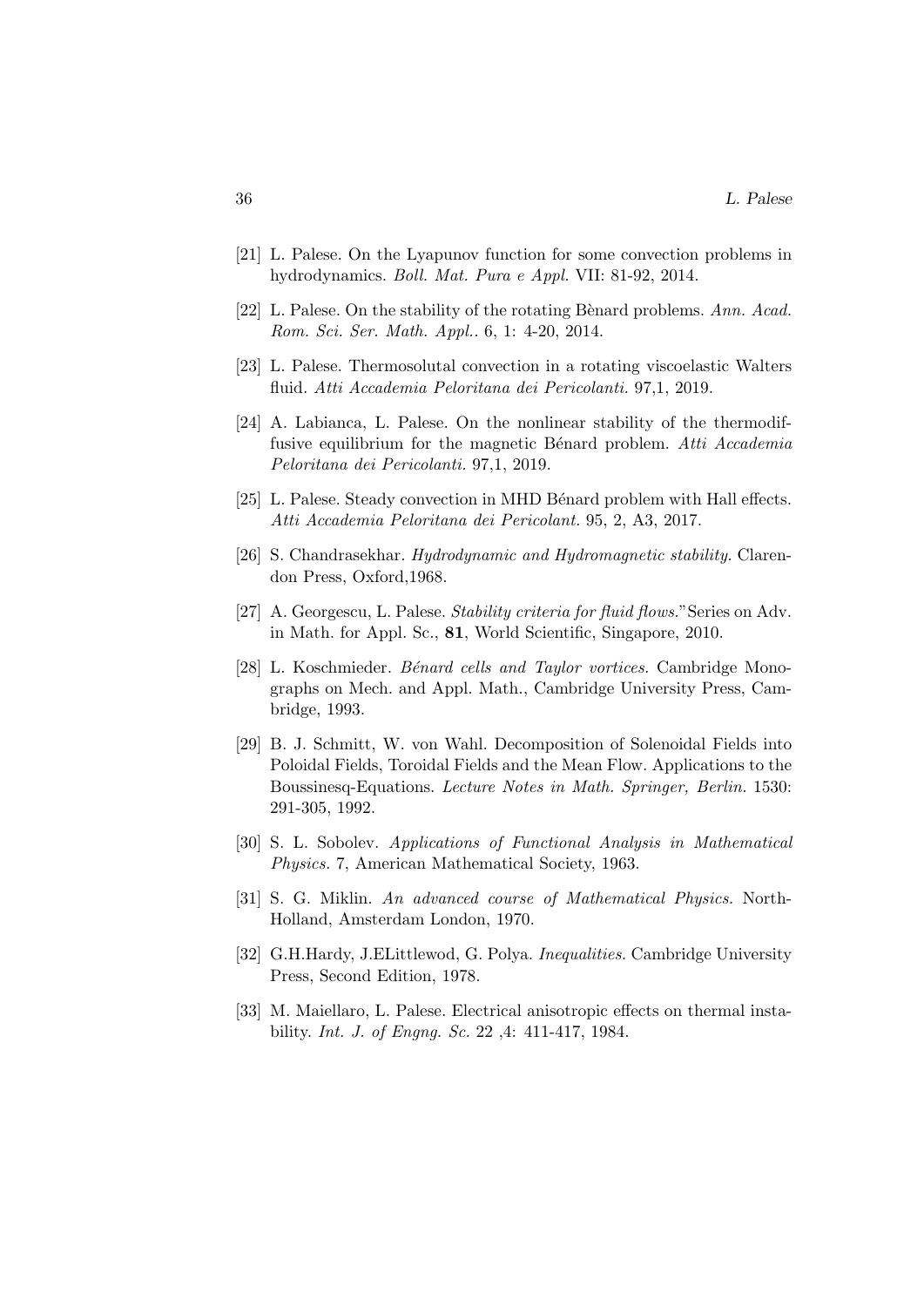[21] L. Palese. On the Lyapunov function for some convection problems in hydrodynamics. *Boll. Mat. Pura e Appl.* VII: 81-92, 2014.

[22] L. Palese. On the stability of the rotating Bènard problems. *Ann. Acad. Rom. Sci. Ser. Math. Appl.*. 6, 1: 4-20, 2014.

[23] L. Palese. Thermosolutal convection in a rotating viscoelastic Walters fluid. *Atti Accademia Peloritana dei Pericolanti.* 97,1, 2019.

[24] A. Labianca, L. Palese. On the nonlinear stability of the thermodiffusive equilibrium for the magnetic Bénard problem. *Atti Accademia Peloritana dei Pericolanti.* 97,1, 2019.

[25] L. Palese. Steady convection in MHD Bénard problem with Hall effects. *Atti Accademia Peloritana dei Pericolant.* 95, 2, A3, 2017.

[26] S. Chandrasekhar. *Hydrodynamic and Hydromagnetic stability.* Clarendon Press, Oxford,1968.

[27] A. Georgescu, L. Palese. *Stability criteria for fluid flows.*"Series on Adv. in Math. for Appl. Sc., **81**, World Scientific, Singapore, 2010.

[28] L. Koschmieder. *Bénard cells and Taylor vortices.* Cambridge Monographs on Mech. and Appl. Math., Cambridge University Press, Cambridge, 1993.

[29] B. J. Schmitt, W. von Wahl. Decomposition of Solenoidal Fields into Poloidal Fields, Toroidal Fields and the Mean Flow. Applications to the Boussinesq-Equations. *Lecture Notes in Math. Springer, Berlin.* 1530: 291-305, 1992.

[30] S. L. Sobolev. *Applications of Functional Analysis in Mathematical Physics.* 7, American Mathematical Society, 1963.

[31] S. G. Miklin. *An advanced course of Mathematical Physics.* North-Holland, Amsterdam London, 1970.

[32] G.H.Hardy, J.ELittlewod, G. Polya. *Inequalities.* Cambridge University Press, Second Edition, 1978.

[33] M. Maiellaro, L. Palese. Electrical anisotropic effects on thermal instability. *Int. J. of Engng. Sc.* 22 ,4: 411-417, 1984.